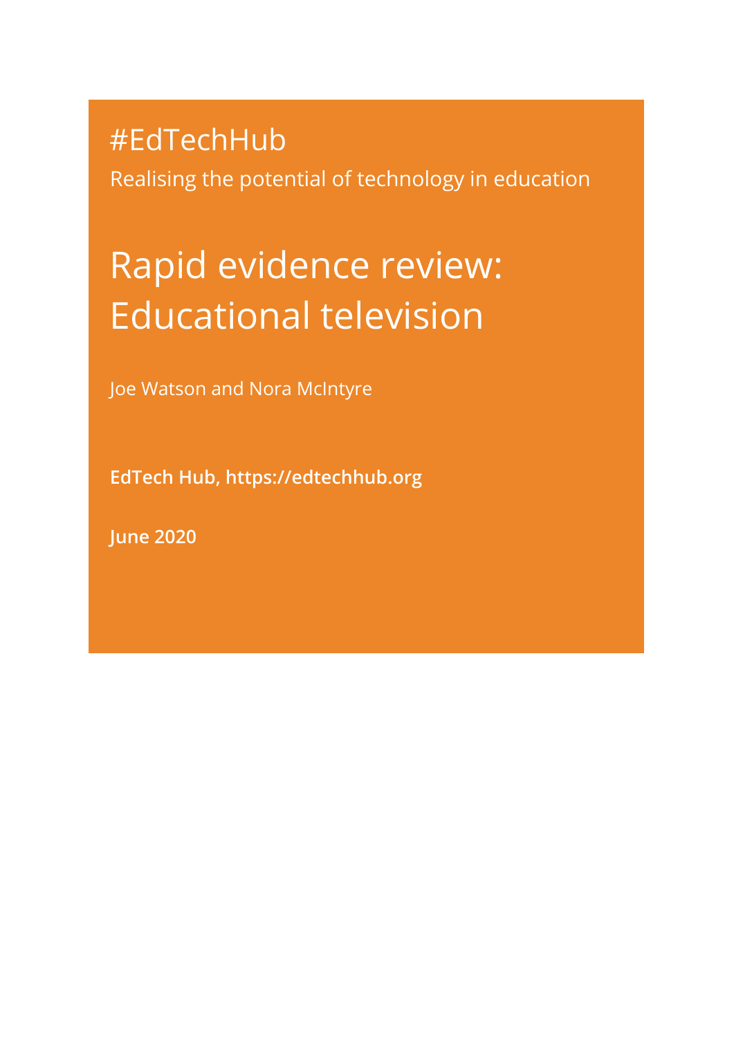#EdTechHub

Realising the potential of technology in education

# Rapid evidence review: Educational television

Joe Watson and Nora McIntyre

**EdTech Hub, https://edtechhub.org**

**June 2020**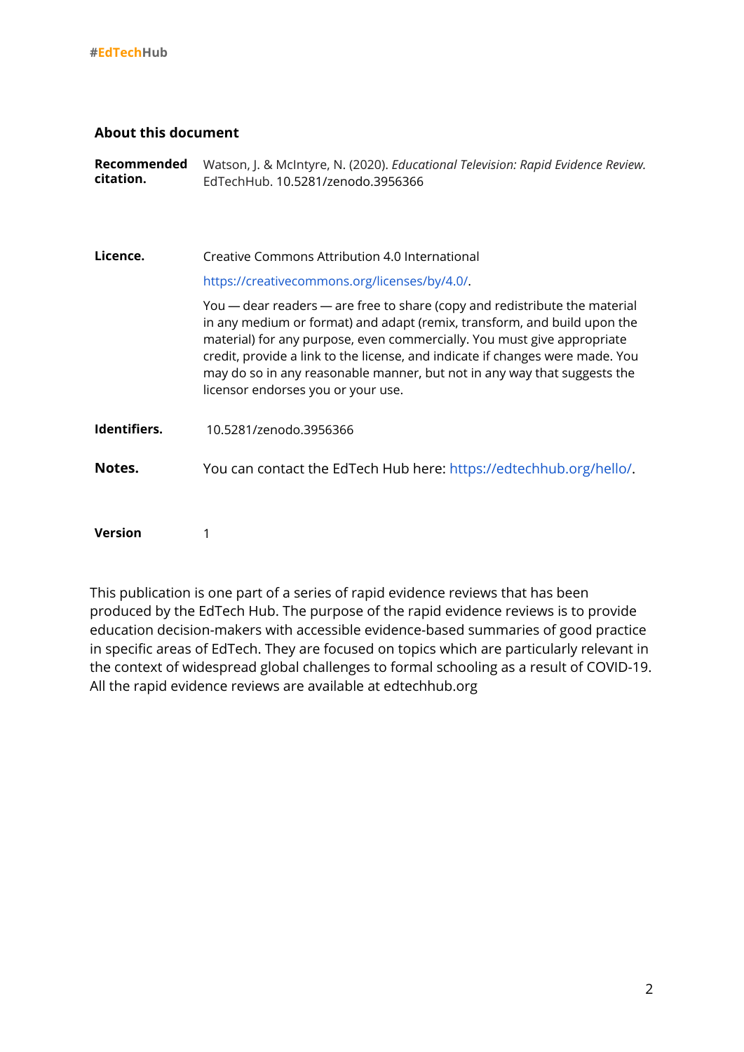## About this document

| | |
|---|---|
| **Recommended citation.** | Watson, J. & McIntyre, N. (2020). *Educational Television: Rapid Evidence Review.* EdTechHub. 10.5281/zenodo.3956366 |
| **Licence.** | Creative Commons Attribution 4.0 International<br>https://creativecommons.org/licenses/by/4.0/.<br>You — dear readers — are free to share (copy and redistribute the material in any medium or format) and adapt (remix, transform, and build upon the material) for any purpose, even commercially. You must give appropriate credit, provide a link to the license, and indicate if changes were made. You may do so in any reasonable manner, but not in any way that suggests the licensor endorses you or your use. |
| **Identifiers.** | 10.5281/zenodo.3956366 |
| **Notes.** | You can contact the EdTech Hub here: https://edtechhub.org/hello/. |
| **Version** | 1 |

This publication is one part of a series of rapid evidence reviews that has been produced by the EdTech Hub. The purpose of the rapid evidence reviews is to provide education decision-makers with accessible evidence-based summaries of good practice in specific areas of EdTech. They are focused on topics which are particularly relevant in the context of widespread global challenges to formal schooling as a result of COVID-19. All the rapid evidence reviews are available at edtechhub.org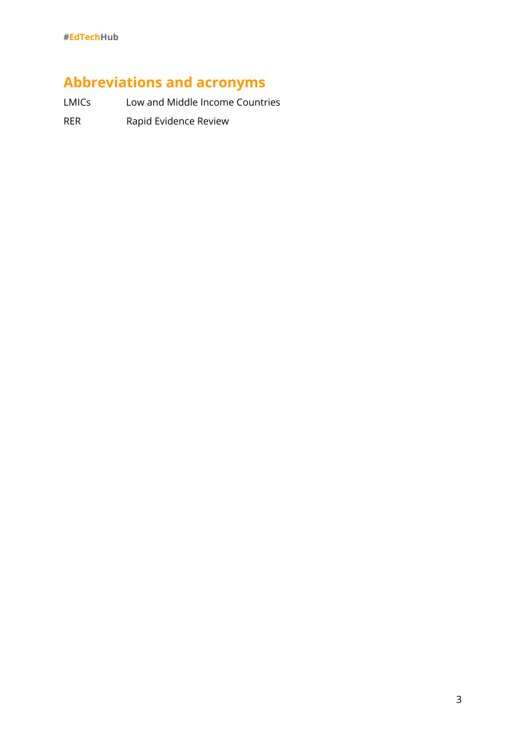# Abbreviations and acronyms

| | |
|---|---|
| LMICs | Low and Middle Income Countries |
| RER | Rapid Evidence Review |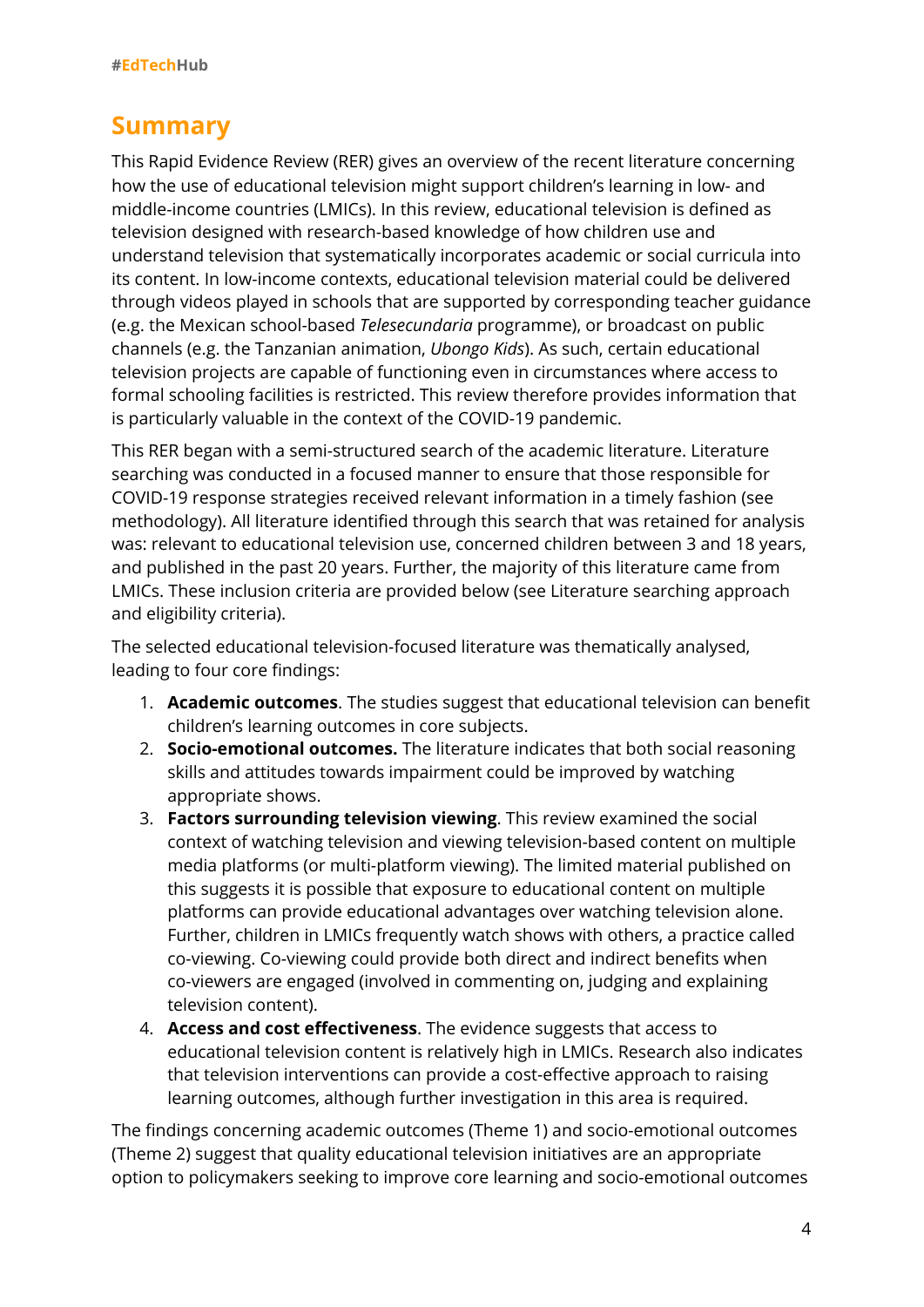# Summary

This Rapid Evidence Review (RER) gives an overview of the recent literature concerning how the use of educational television might support children's learning in low- and middle-income countries (LMICs). In this review, educational television is defined as television designed with research-based knowledge of how children use and understand television that systematically incorporates academic or social curricula into its content. In low-income contexts, educational television material could be delivered through videos played in schools that are supported by corresponding teacher guidance (e.g. the Mexican school-based *Telesecundaria* programme), or broadcast on public channels (e.g. the Tanzanian animation, *Ubongo Kids*). As such, certain educational television projects are capable of functioning even in circumstances where access to formal schooling facilities is restricted. This review therefore provides information that is particularly valuable in the context of the COVID-19 pandemic.

This RER began with a semi-structured search of the academic literature. Literature searching was conducted in a focused manner to ensure that those responsible for COVID-19 response strategies received relevant information in a timely fashion (see methodology). All literature identified through this search that was retained for analysis was: relevant to educational television use, concerned children between 3 and 18 years, and published in the past 20 years. Further, the majority of this literature came from LMICs. These inclusion criteria are provided below (see Literature searching approach and eligibility criteria).

The selected educational television-focused literature was thematically analysed, leading to four core findings:

1. **Academic outcomes**. The studies suggest that educational television can benefit children's learning outcomes in core subjects.
2. **Socio-emotional outcomes.** The literature indicates that both social reasoning skills and attitudes towards impairment could be improved by watching appropriate shows.
3. **Factors surrounding television viewing**. This review examined the social context of watching television and viewing television-based content on multiple media platforms (or multi-platform viewing). The limited material published on this suggests it is possible that exposure to educational content on multiple platforms can provide educational advantages over watching television alone. Further, children in LMICs frequently watch shows with others, a practice called co-viewing. Co-viewing could provide both direct and indirect benefits when co-viewers are engaged (involved in commenting on, judging and explaining television content).
4. **Access and cost effectiveness**. The evidence suggests that access to educational television content is relatively high in LMICs. Research also indicates that television interventions can provide a cost-effective approach to raising learning outcomes, although further investigation in this area is required.

The findings concerning academic outcomes (Theme 1) and socio-emotional outcomes (Theme 2) suggest that quality educational television initiatives are an appropriate option to policymakers seeking to improve core learning and socio-emotional outcomes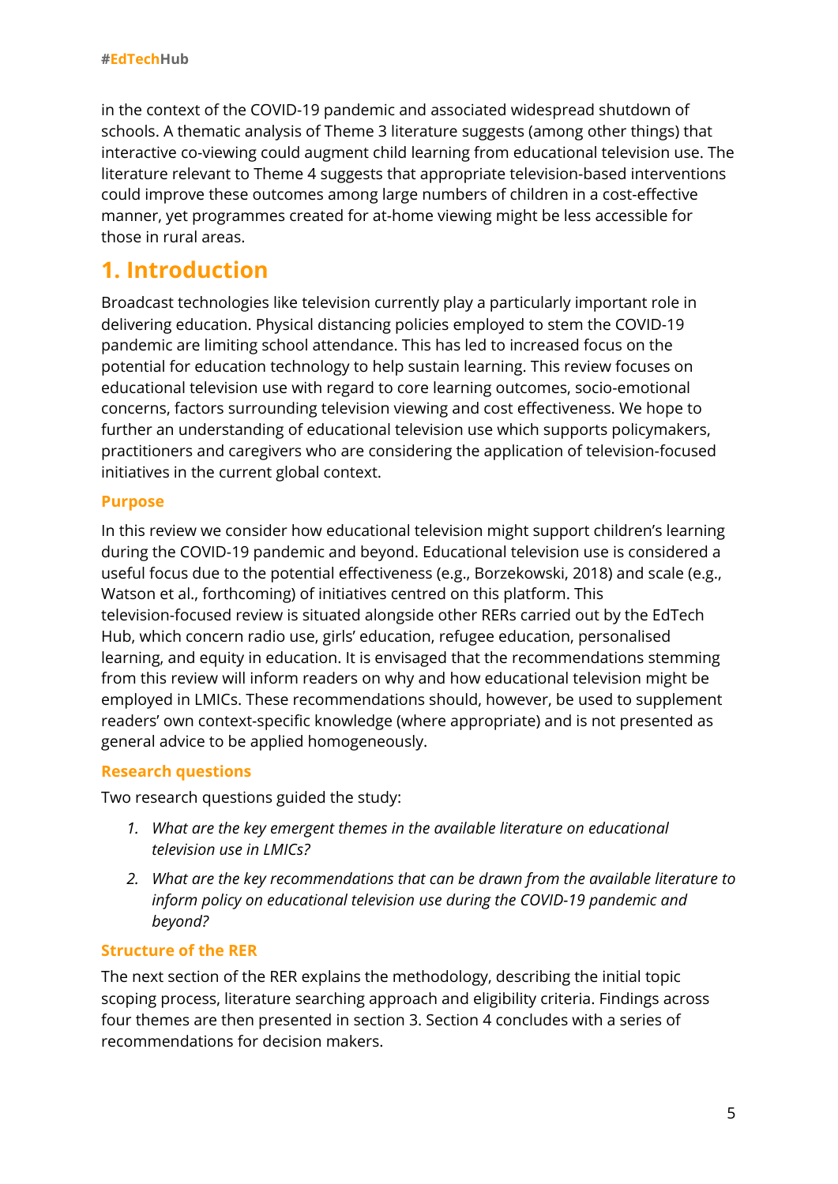in the context of the COVID-19 pandemic and associated widespread shutdown of schools. A thematic analysis of Theme 3 literature suggests (among other things) that interactive co-viewing could augment child learning from educational television use. The literature relevant to Theme 4 suggests that appropriate television-based interventions could improve these outcomes among large numbers of children in a cost-effective manner, yet programmes created for at-home viewing might be less accessible for those in rural areas.

# 1. Introduction

Broadcast technologies like television currently play a particularly important role in delivering education. Physical distancing policies employed to stem the COVID-19 pandemic are limiting school attendance. This has led to increased focus on the potential for education technology to help sustain learning. This review focuses on educational television use with regard to core learning outcomes, socio-emotional concerns, factors surrounding television viewing and cost effectiveness. We hope to further an understanding of educational television use which supports policymakers, practitioners and caregivers who are considering the application of television-focused initiatives in the current global context.

### Purpose

In this review we consider how educational television might support children's learning during the COVID-19 pandemic and beyond. Educational television use is considered a useful focus due to the potential effectiveness (e.g., Borzekowski, 2018) and scale (e.g., Watson et al., forthcoming) of initiatives centred on this platform. This television-focused review is situated alongside other RERs carried out by the EdTech Hub, which concern radio use, girls' education, refugee education, personalised learning, and equity in education. It is envisaged that the recommendations stemming from this review will inform readers on why and how educational television might be employed in LMICs. These recommendations should, however, be used to supplement readers' own context-specific knowledge (where appropriate) and is not presented as general advice to be applied homogeneously.

### Research questions

Two research questions guided the study:

1. *What are the key emergent themes in the available literature on educational television use in LMICs?*
2. *What are the key recommendations that can be drawn from the available literature to inform policy on educational television use during the COVID-19 pandemic and beyond?*

### Structure of the RER

The next section of the RER explains the methodology, describing the initial topic scoping process, literature searching approach and eligibility criteria. Findings across four themes are then presented in section 3. Section 4 concludes with a series of recommendations for decision makers.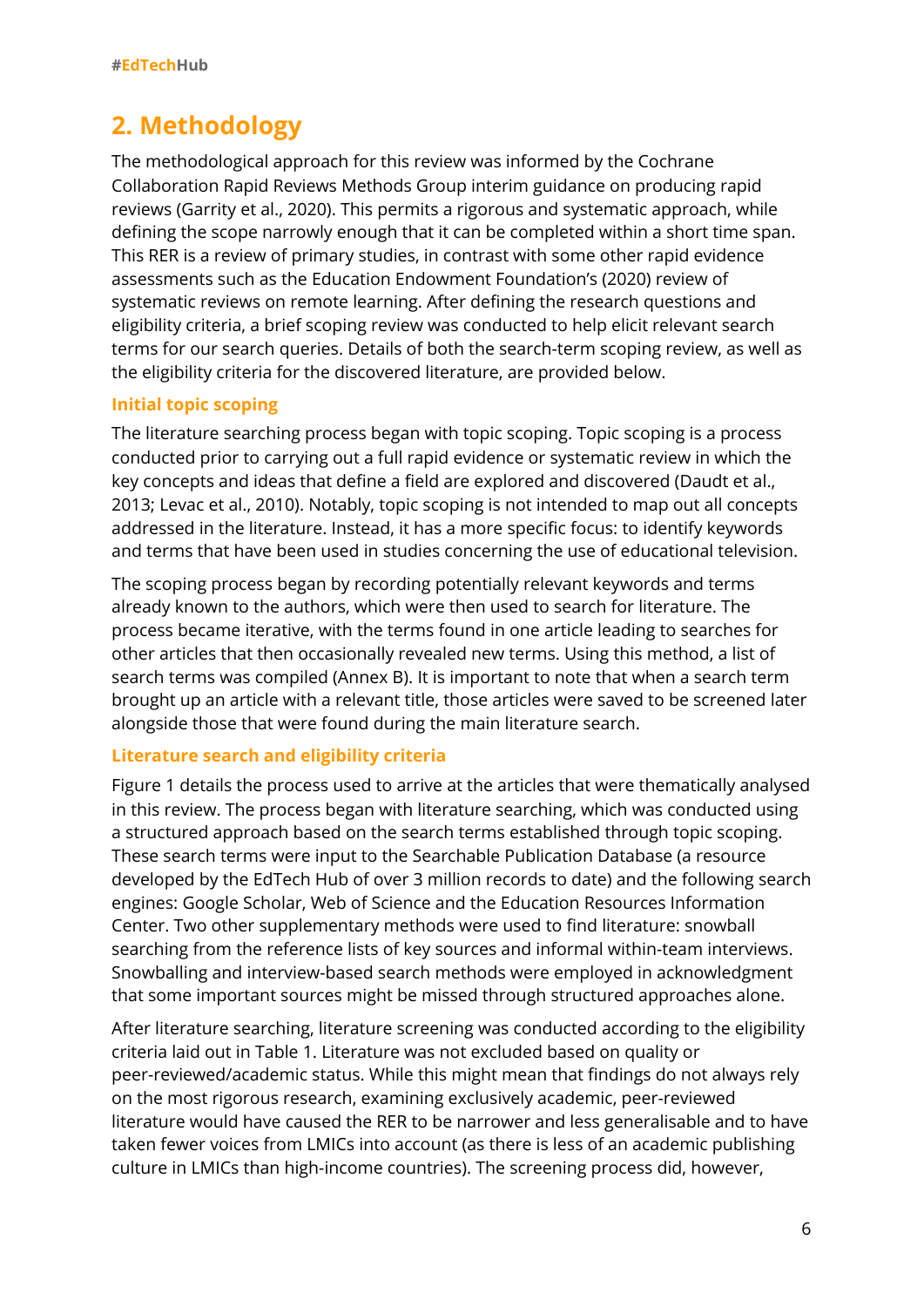## 2. Methodology

The methodological approach for this review was informed by the Cochrane Collaboration Rapid Reviews Methods Group interim guidance on producing rapid reviews (Garrity et al., 2020). This permits a rigorous and systematic approach, while defining the scope narrowly enough that it can be completed within a short time span. This RER is a review of primary studies, in contrast with some other rapid evidence assessments such as the Education Endowment Foundation's (2020) review of systematic reviews on remote learning. After defining the research questions and eligibility criteria, a brief scoping review was conducted to help elicit relevant search terms for our search queries. Details of both the search-term scoping review, as well as the eligibility criteria for the discovered literature, are provided below.

### Initial topic scoping

The literature searching process began with topic scoping. Topic scoping is a process conducted prior to carrying out a full rapid evidence or systematic review in which the key concepts and ideas that define a field are explored and discovered (Daudt et al., 2013; Levac et al., 2010). Notably, topic scoping is not intended to map out all concepts addressed in the literature. Instead, it has a more specific focus: to identify keywords and terms that have been used in studies concerning the use of educational television.

The scoping process began by recording potentially relevant keywords and terms already known to the authors, which were then used to search for literature. The process became iterative, with the terms found in one article leading to searches for other articles that then occasionally revealed new terms. Using this method, a list of search terms was compiled (Annex B). It is important to note that when a search term brought up an article with a relevant title, those articles were saved to be screened later alongside those that were found during the main literature search.

### Literature search and eligibility criteria

Figure 1 details the process used to arrive at the articles that were thematically analysed in this review. The process began with literature searching, which was conducted using a structured approach based on the search terms established through topic scoping. These search terms were input to the Searchable Publication Database (a resource developed by the EdTech Hub of over 3 million records to date) and the following search engines: Google Scholar, Web of Science and the Education Resources Information Center. Two other supplementary methods were used to find literature: snowball searching from the reference lists of key sources and informal within-team interviews. Snowballing and interview-based search methods were employed in acknowledgment that some important sources might be missed through structured approaches alone.

After literature searching, literature screening was conducted according to the eligibility criteria laid out in Table 1. Literature was not excluded based on quality or peer-reviewed/academic status. While this might mean that findings do not always rely on the most rigorous research, examining exclusively academic, peer-reviewed literature would have caused the RER to be narrower and less generalisable and to have taken fewer voices from LMICs into account (as there is less of an academic publishing culture in LMICs than high-income countries). The screening process did, however,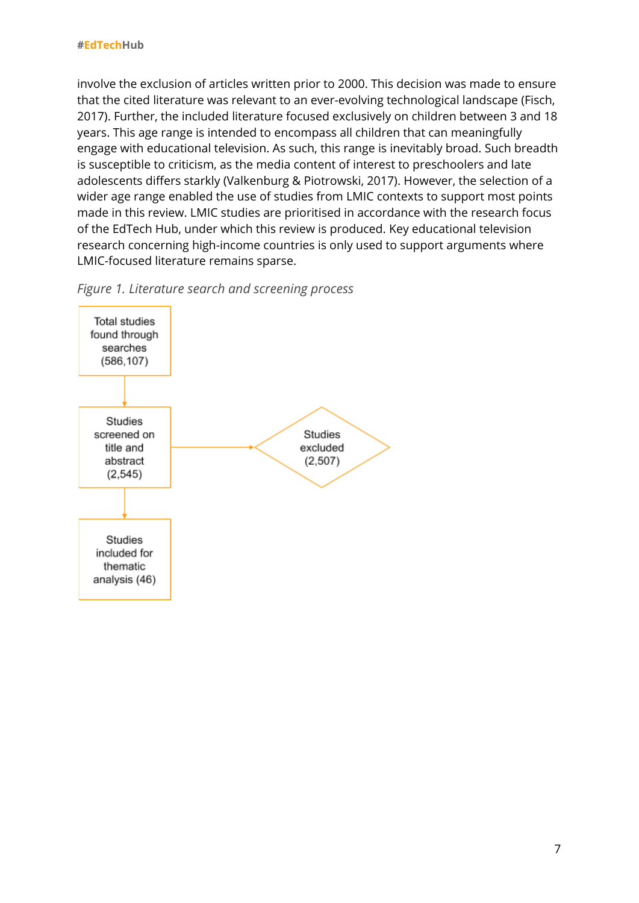involve the exclusion of articles written prior to 2000. This decision was made to ensure that the cited literature was relevant to an ever-evolving technological landscape (Fisch, 2017). Further, the included literature focused exclusively on children between 3 and 18 years. This age range is intended to encompass all children that can meaningfully engage with educational television. As such, this range is inevitably broad. Such breadth is susceptible to criticism, as the media content of interest to preschoolers and late adolescents differs starkly (Valkenburg & Piotrowski, 2017). However, the selection of a wider age range enabled the use of studies from LMIC contexts to support most points made in this review. LMIC studies are prioritised in accordance with the research focus of the EdTech Hub, under which this review is produced. Key educational television research concerning high-income countries is only used to support arguments where LMIC-focused literature remains sparse.

*Figure 1. Literature search and screening process*

Total studies found through searches (586,107)

↓

Studies screened on title and abstract (2,545) → Studies excluded (2,507)

↓

Studies included for thematic analysis (46)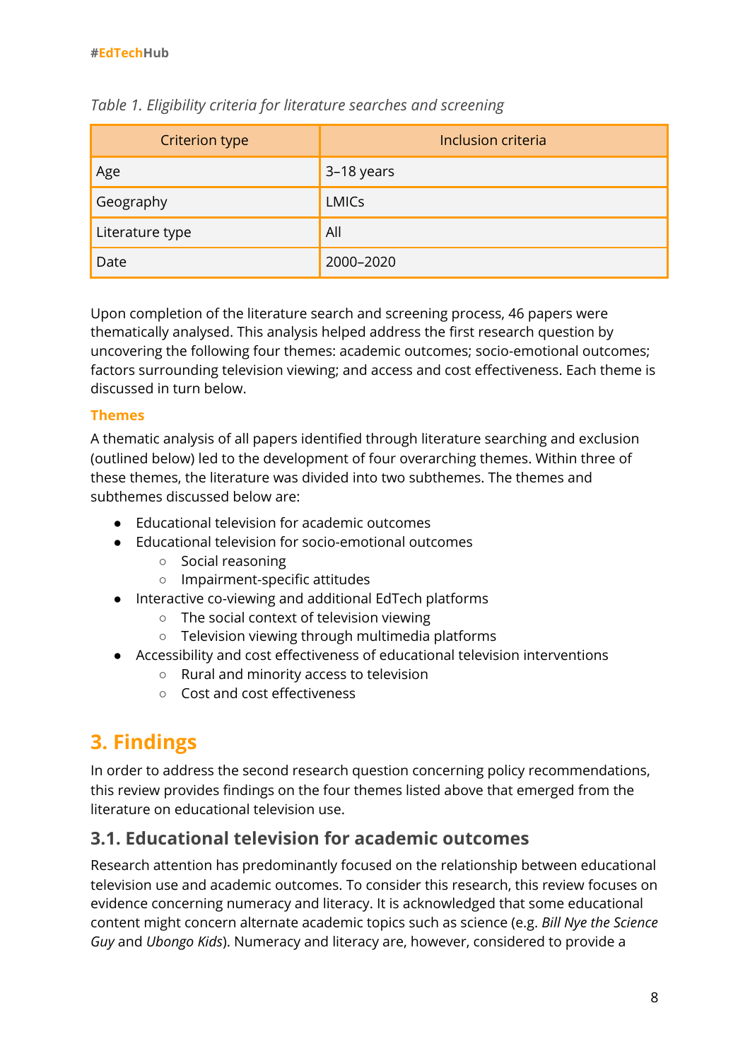*Table 1. Eligibility criteria for literature searches and screening*

| Criterion type | Inclusion criteria |
| --- | --- |
| Age | 3–18 years |
| Geography | LMICs |
| Literature type | All |
| Date | 2000–2020 |

Upon completion of the literature search and screening process, 46 papers were thematically analysed. This analysis helped address the first research question by uncovering the following four themes: academic outcomes; socio-emotional outcomes; factors surrounding television viewing; and access and cost effectiveness. Each theme is discussed in turn below.

### Themes

A thematic analysis of all papers identified through literature searching and exclusion (outlined below) led to the development of four overarching themes. Within three of these themes, the literature was divided into two subthemes. The themes and subthemes discussed below are:

- Educational television for academic outcomes
- Educational television for socio-emotional outcomes
    - Social reasoning
    - Impairment-specific attitudes
- Interactive co-viewing and additional EdTech platforms
    - The social context of television viewing
    - Television viewing through multimedia platforms
- Accessibility and cost effectiveness of educational television interventions
    - Rural and minority access to television
    - Cost and cost effectiveness

# 3. Findings

In order to address the second research question concerning policy recommendations, this review provides findings on the four themes listed above that emerged from the literature on educational television use.

## 3.1. Educational television for academic outcomes

Research attention has predominantly focused on the relationship between educational television use and academic outcomes. To consider this research, this review focuses on evidence concerning numeracy and literacy. It is acknowledged that some educational content might concern alternate academic topics such as science (e.g. *Bill Nye the Science Guy* and *Ubongo Kids*). Numeracy and literacy are, however, considered to provide a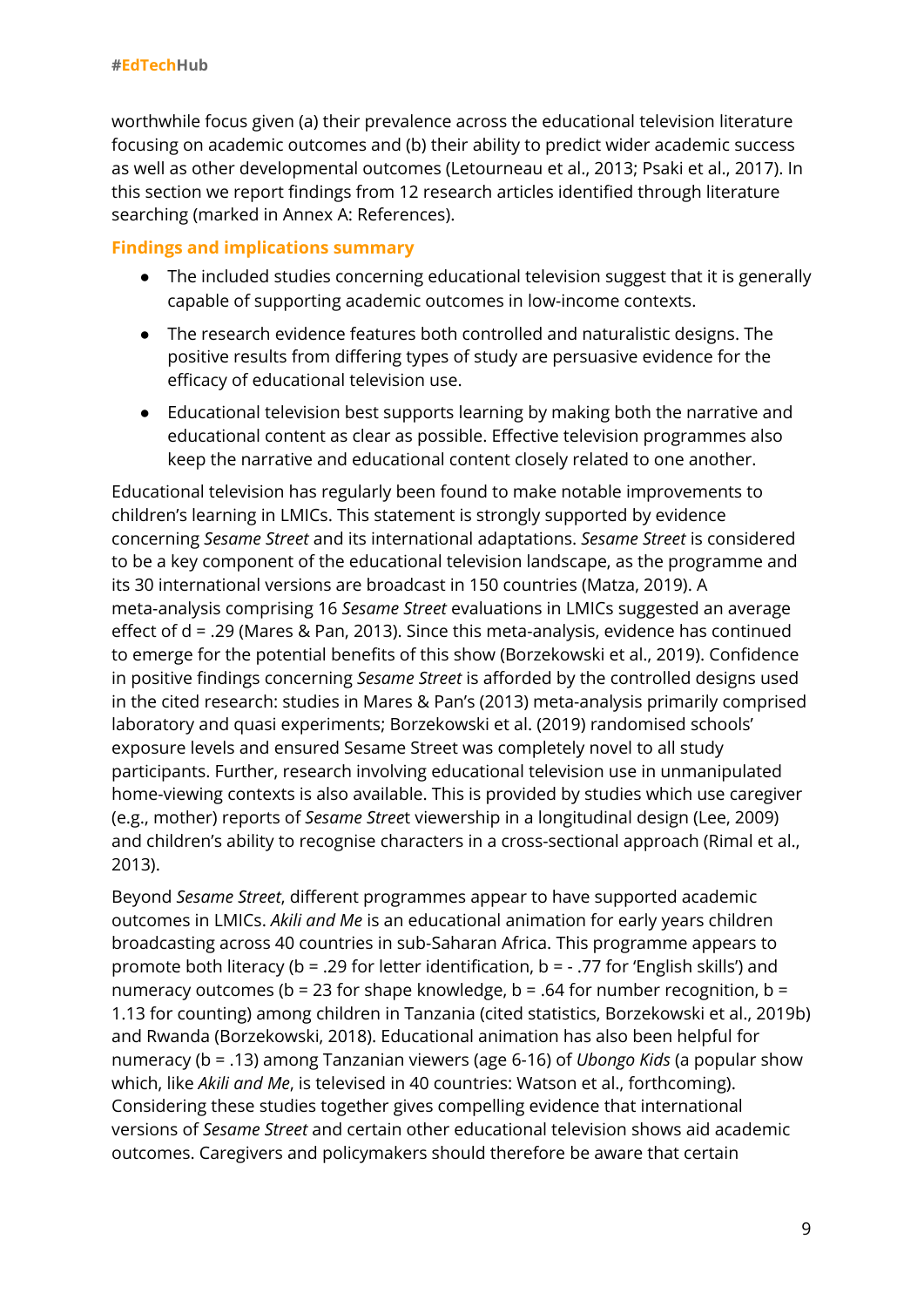worthwhile focus given (a) their prevalence across the educational television literature focusing on academic outcomes and (b) their ability to predict wider academic success as well as other developmental outcomes (Letourneau et al., 2013; Psaki et al., 2017). In this section we report findings from 12 research articles identified through literature searching (marked in Annex A: References).

### Findings and implications summary

- The included studies concerning educational television suggest that it is generally capable of supporting academic outcomes in low-income contexts.
- The research evidence features both controlled and naturalistic designs. The positive results from differing types of study are persuasive evidence for the efficacy of educational television use.
- Educational television best supports learning by making both the narrative and educational content as clear as possible. Effective television programmes also keep the narrative and educational content closely related to one another.

Educational television has regularly been found to make notable improvements to children's learning in LMICs. This statement is strongly supported by evidence concerning *Sesame Street* and its international adaptations. *Sesame Street* is considered to be a key component of the educational television landscape, as the programme and its 30 international versions are broadcast in 150 countries (Matza, 2019). A meta-analysis comprising 16 *Sesame Street* evaluations in LMICs suggested an average effect of $d = .29$ (Mares & Pan, 2013). Since this meta-analysis, evidence has continued to emerge for the potential benefits of this show (Borzekowski et al., 2019). Confidence in positive findings concerning *Sesame Street* is afforded by the controlled designs used in the cited research: studies in Mares & Pan's (2013) meta-analysis primarily comprised laboratory and quasi experiments; Borzekowski et al. (2019) randomised schools' exposure levels and ensured Sesame Street was completely novel to all study participants. Further, research involving educational television use in unmanipulated home-viewing contexts is also available. This is provided by studies which use caregiver (e.g., mother) reports of *Sesame Street* viewership in a longitudinal design (Lee, 2009) and children's ability to recognise characters in a cross-sectional approach (Rimal et al., 2013).

Beyond *Sesame Street*, different programmes appear to have supported academic outcomes in LMICs. *Akili and Me* is an educational animation for early years children broadcasting across 40 countries in sub-Saharan Africa. This programme appears to promote both literacy ($b = .29$ for letter identification, $b = -.77$ for 'English skills') and numeracy outcomes ($b = 23$ for shape knowledge, $b = .64$ for number recognition, $b = 1.13$ for counting) among children in Tanzania (cited statistics, Borzekowski et al., 2019b) and Rwanda (Borzekowski, 2018). Educational animation has also been helpful for numeracy ($b = .13$) among Tanzanian viewers (age 6-16) of *Ubongo Kids* (a popular show which, like *Akili and Me*, is televised in 40 countries: Watson et al., forthcoming). Considering these studies together gives compelling evidence that international versions of *Sesame Street* and certain other educational television shows aid academic outcomes. Caregivers and policymakers should therefore be aware that certain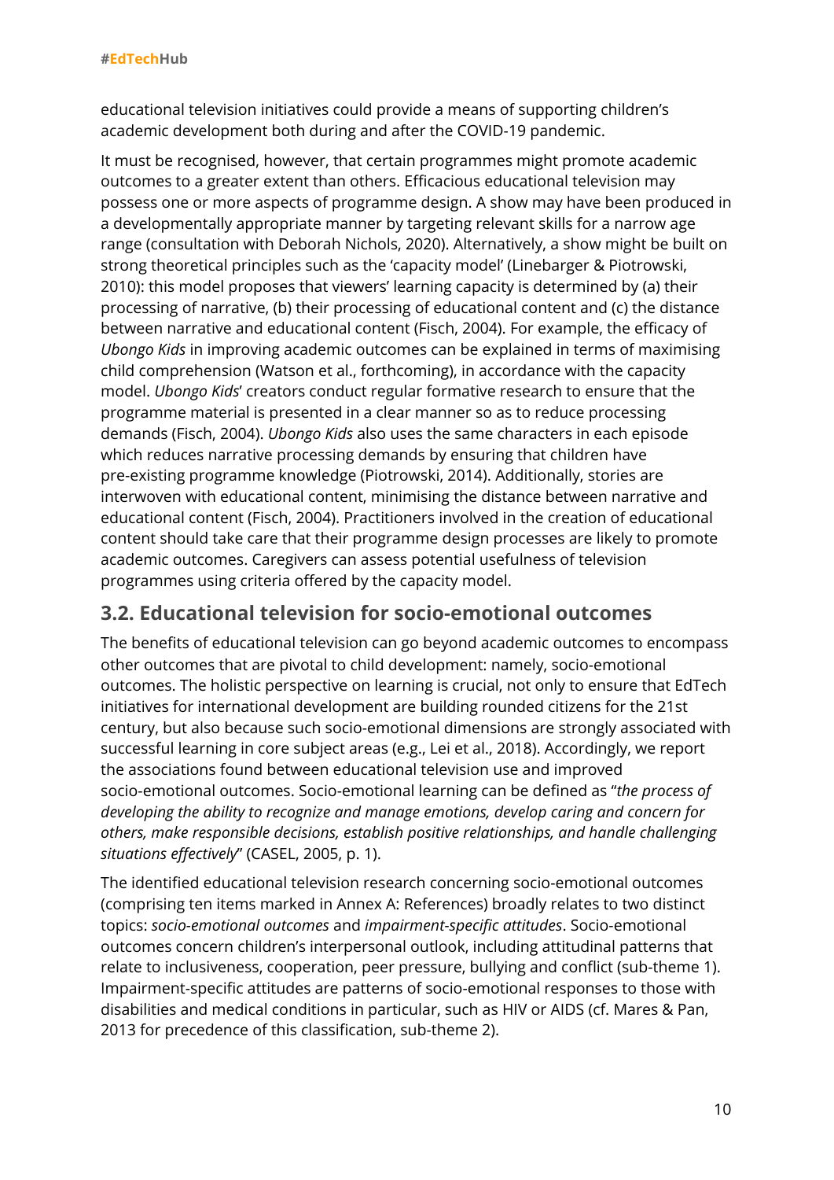educational television initiatives could provide a means of supporting children's academic development both during and after the COVID-19 pandemic.

It must be recognised, however, that certain programmes might promote academic outcomes to a greater extent than others. Efficacious educational television may possess one or more aspects of programme design. A show may have been produced in a developmentally appropriate manner by targeting relevant skills for a narrow age range (consultation with Deborah Nichols, 2020). Alternatively, a show might be built on strong theoretical principles such as the 'capacity model' (Linebarger & Piotrowski, 2010): this model proposes that viewers' learning capacity is determined by (a) their processing of narrative, (b) their processing of educational content and (c) the distance between narrative and educational content (Fisch, 2004). For example, the efficacy of *Ubongo Kids* in improving academic outcomes can be explained in terms of maximising child comprehension (Watson et al., forthcoming), in accordance with the capacity model. *Ubongo Kids*' creators conduct regular formative research to ensure that the programme material is presented in a clear manner so as to reduce processing demands (Fisch, 2004). *Ubongo Kids* also uses the same characters in each episode which reduces narrative processing demands by ensuring that children have pre-existing programme knowledge (Piotrowski, 2014). Additionally, stories are interwoven with educational content, minimising the distance between narrative and educational content (Fisch, 2004). Practitioners involved in the creation of educational content should take care that their programme design processes are likely to promote academic outcomes. Caregivers can assess potential usefulness of television programmes using criteria offered by the capacity model.

## 3.2. Educational television for socio-emotional outcomes

The benefits of educational television can go beyond academic outcomes to encompass other outcomes that are pivotal to child development: namely, socio-emotional outcomes. The holistic perspective on learning is crucial, not only to ensure that EdTech initiatives for international development are building rounded citizens for the 21st century, but also because such socio-emotional dimensions are strongly associated with successful learning in core subject areas (e.g., Lei et al., 2018). Accordingly, we report the associations found between educational television use and improved socio-emotional outcomes. Socio-emotional learning can be defined as "*the process of developing the ability to recognize and manage emotions, develop caring and concern for others, make responsible decisions, establish positive relationships, and handle challenging situations effectively*" (CASEL, 2005, p. 1).

The identified educational television research concerning socio-emotional outcomes (comprising ten items marked in Annex A: References) broadly relates to two distinct topics: *socio-emotional outcomes* and *impairment-specific attitudes*. Socio-emotional outcomes concern children's interpersonal outlook, including attitudinal patterns that relate to inclusiveness, cooperation, peer pressure, bullying and conflict (sub-theme 1). Impairment-specific attitudes are patterns of socio-emotional responses to those with disabilities and medical conditions in particular, such as HIV or AIDS (cf. Mares & Pan, 2013 for precedence of this classification, sub-theme 2).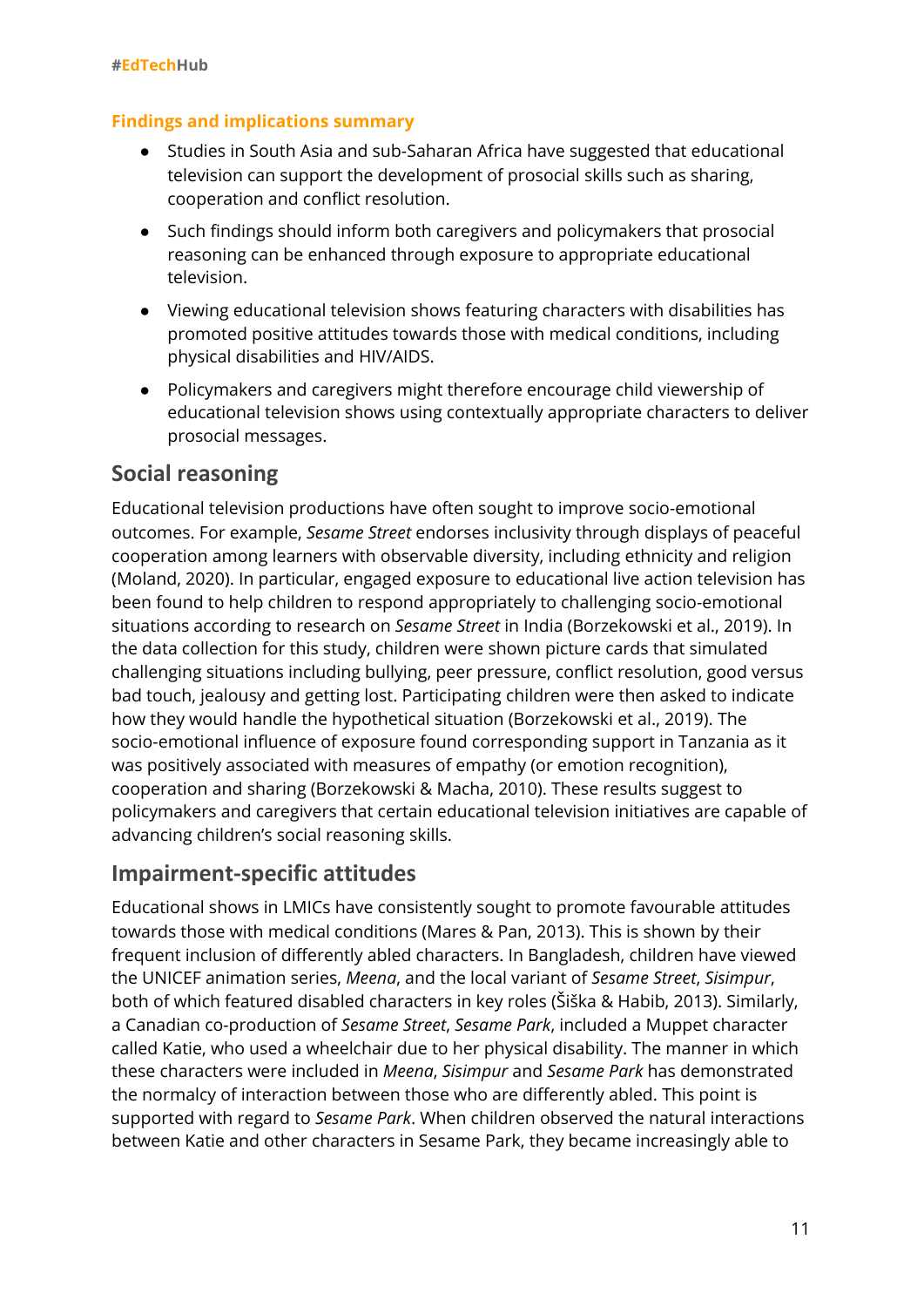### Findings and implications summary

- Studies in South Asia and sub-Saharan Africa have suggested that educational television can support the development of prosocial skills such as sharing, cooperation and conflict resolution.
- Such findings should inform both caregivers and policymakers that prosocial reasoning can be enhanced through exposure to appropriate educational television.
- Viewing educational television shows featuring characters with disabilities has promoted positive attitudes towards those with medical conditions, including physical disabilities and HIV/AIDS.
- Policymakers and caregivers might therefore encourage child viewership of educational television shows using contextually appropriate characters to deliver prosocial messages.

## Social reasoning

Educational television productions have often sought to improve socio-emotional outcomes. For example, *Sesame Street* endorses inclusivity through displays of peaceful cooperation among learners with observable diversity, including ethnicity and religion (Moland, 2020). In particular, engaged exposure to educational live action television has been found to help children to respond appropriately to challenging socio-emotional situations according to research on *Sesame Street* in India (Borzekowski et al., 2019). In the data collection for this study, children were shown picture cards that simulated challenging situations including bullying, peer pressure, conflict resolution, good versus bad touch, jealousy and getting lost. Participating children were then asked to indicate how they would handle the hypothetical situation (Borzekowski et al., 2019). The socio-emotional influence of exposure found corresponding support in Tanzania as it was positively associated with measures of empathy (or emotion recognition), cooperation and sharing (Borzekowski & Macha, 2010). These results suggest to policymakers and caregivers that certain educational television initiatives are capable of advancing children's social reasoning skills.

## Impairment-specific attitudes

Educational shows in LMICs have consistently sought to promote favourable attitudes towards those with medical conditions (Mares & Pan, 2013). This is shown by their frequent inclusion of differently abled characters. In Bangladesh, children have viewed the UNICEF animation series, *Meena*, and the local variant of *Sesame Street*, *Sisimpur*, both of which featured disabled characters in key roles (Šiška & Habib, 2013). Similarly, a Canadian co-production of *Sesame Street*, *Sesame Park*, included a Muppet character called Katie, who used a wheelchair due to her physical disability. The manner in which these characters were included in *Meena*, *Sisimpur* and *Sesame Park* has demonstrated the normalcy of interaction between those who are differently abled. This point is supported with regard to *Sesame Park*. When children observed the natural interactions between Katie and other characters in Sesame Park, they became increasingly able to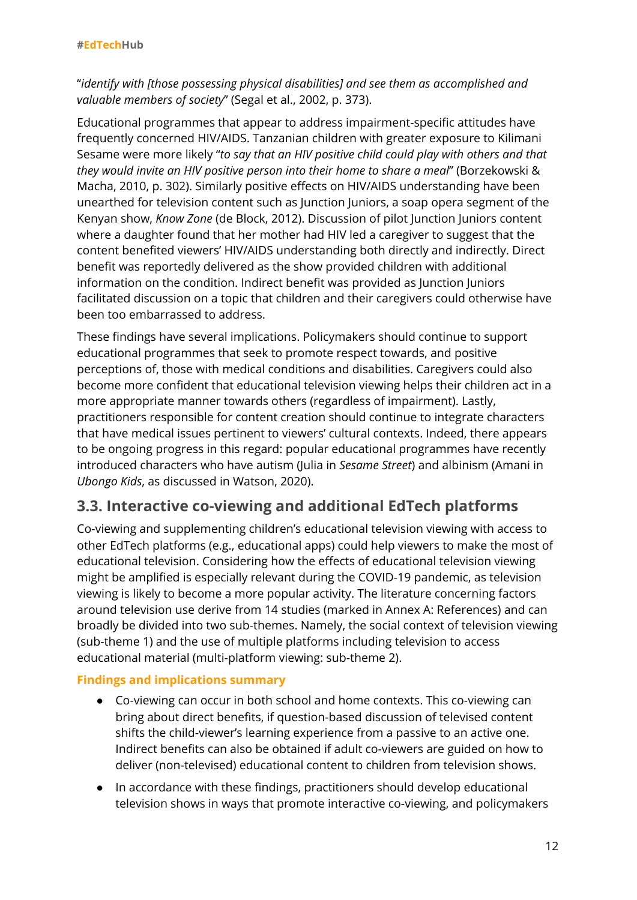"*identify with [those possessing physical disabilities] and see them as accomplished and valuable members of society*" (Segal et al., 2002, p. 373).

Educational programmes that appear to address impairment-specific attitudes have frequently concerned HIV/AIDS. Tanzanian children with greater exposure to Kilimani Sesame were more likely "*to say that an HIV positive child could play with others and that they would invite an HIV positive person into their home to share a meal*" (Borzekowski & Macha, 2010, p. 302). Similarly positive effects on HIV/AIDS understanding have been unearthed for television content such as Junction Juniors, a soap opera segment of the Kenyan show, *Know Zone* (de Block, 2012). Discussion of pilot Junction Juniors content where a daughter found that her mother had HIV led a caregiver to suggest that the content benefited viewers' HIV/AIDS understanding both directly and indirectly. Direct benefit was reportedly delivered as the show provided children with additional information on the condition. Indirect benefit was provided as Junction Juniors facilitated discussion on a topic that children and their caregivers could otherwise have been too embarrassed to address.

These findings have several implications. Policymakers should continue to support educational programmes that seek to promote respect towards, and positive perceptions of, those with medical conditions and disabilities. Caregivers could also become more confident that educational television viewing helps their children act in a more appropriate manner towards others (regardless of impairment). Lastly, practitioners responsible for content creation should continue to integrate characters that have medical issues pertinent to viewers' cultural contexts. Indeed, there appears to be ongoing progress in this regard: popular educational programmes have recently introduced characters who have autism (Julia in *Sesame Street*) and albinism (Amani in *Ubongo Kids*, as discussed in Watson, 2020).

## 3.3. Interactive co-viewing and additional EdTech platforms

Co-viewing and supplementing children's educational television viewing with access to other EdTech platforms (e.g., educational apps) could help viewers to make the most of educational television. Considering how the effects of educational television viewing might be amplified is especially relevant during the COVID-19 pandemic, as television viewing is likely to become a more popular activity. The literature concerning factors around television use derive from 14 studies (marked in Annex A: References) and can broadly be divided into two sub-themes. Namely, the social context of television viewing (sub-theme 1) and the use of multiple platforms including television to access educational material (multi-platform viewing: sub-theme 2).

#### Findings and implications summary

- Co-viewing can occur in both school and home contexts. This co-viewing can bring about direct benefits, if question-based discussion of televised content shifts the child-viewer's learning experience from a passive to an active one. Indirect benefits can also be obtained if adult co-viewers are guided on how to deliver (non-televised) educational content to children from television shows.
- In accordance with these findings, practitioners should develop educational television shows in ways that promote interactive co-viewing, and policymakers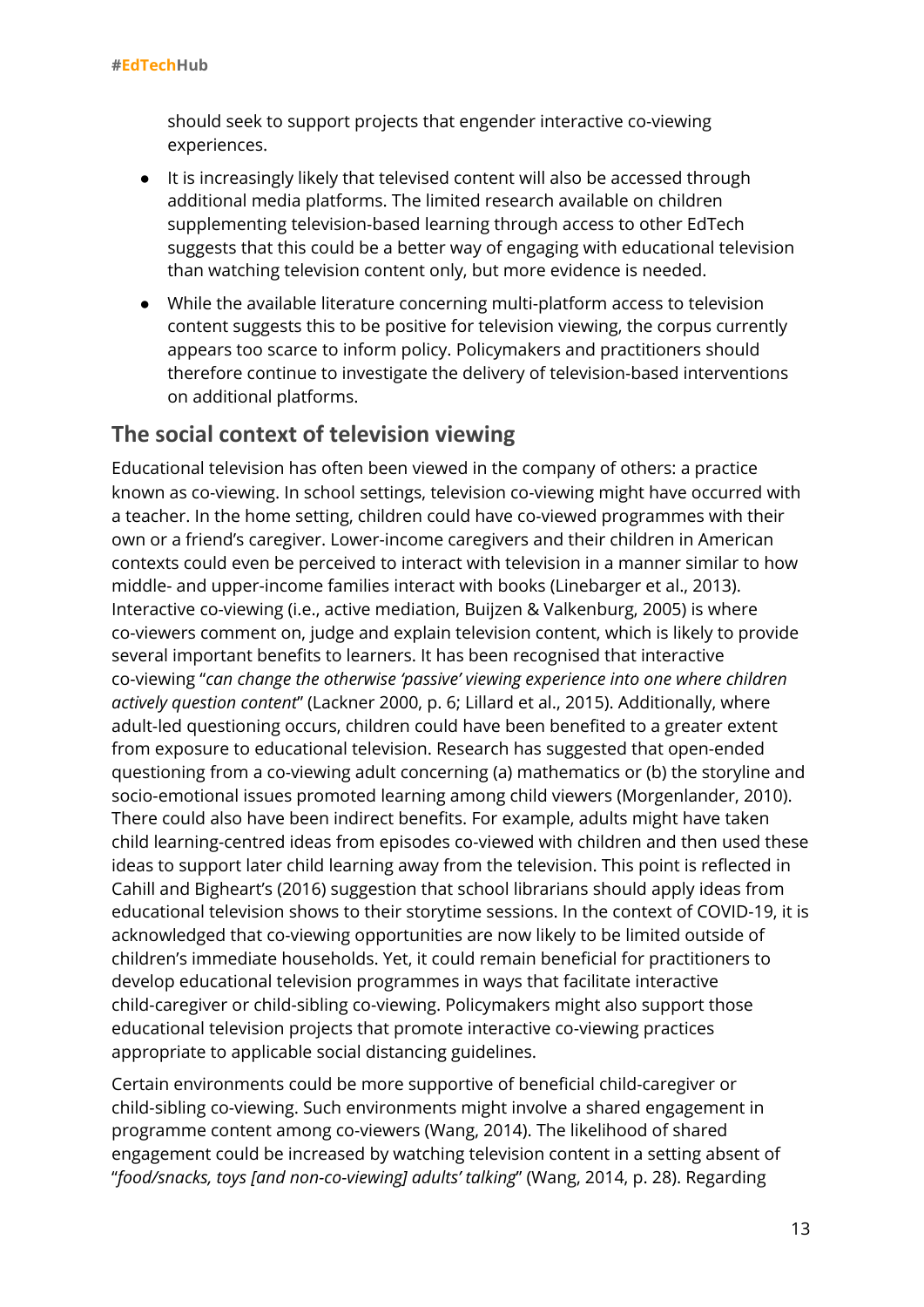should seek to support projects that engender interactive co-viewing experiences.

- It is increasingly likely that televised content will also be accessed through additional media platforms. The limited research available on children supplementing television-based learning through access to other EdTech suggests that this could be a better way of engaging with educational television than watching television content only, but more evidence is needed.
- While the available literature concerning multi-platform access to television content suggests this to be positive for television viewing, the corpus currently appears too scarce to inform policy. Policymakers and practitioners should therefore continue to investigate the delivery of television-based interventions on additional platforms.

## The social context of television viewing

Educational television has often been viewed in the company of others: a practice known as co-viewing. In school settings, television co-viewing might have occurred with a teacher. In the home setting, children could have co-viewed programmes with their own or a friend's caregiver. Lower-income caregivers and their children in American contexts could even be perceived to interact with television in a manner similar to how middle- and upper-income families interact with books (Linebarger et al., 2013). Interactive co-viewing (i.e., active mediation, Buijzen & Valkenburg, 2005) is where co-viewers comment on, judge and explain television content, which is likely to provide several important benefits to learners. It has been recognised that interactive co-viewing "*can change the otherwise 'passive' viewing experience into one where children actively question content*" (Lackner 2000, p. 6; Lillard et al., 2015). Additionally, where adult-led questioning occurs, children could have been benefited to a greater extent from exposure to educational television. Research has suggested that open-ended questioning from a co-viewing adult concerning (a) mathematics or (b) the storyline and socio-emotional issues promoted learning among child viewers (Morgenlander, 2010). There could also have been indirect benefits. For example, adults might have taken child learning-centred ideas from episodes co-viewed with children and then used these ideas to support later child learning away from the television. This point is reflected in Cahill and Bigheart's (2016) suggestion that school librarians should apply ideas from educational television shows to their storytime sessions. In the context of COVID-19, it is acknowledged that co-viewing opportunities are now likely to be limited outside of children's immediate households. Yet, it could remain beneficial for practitioners to develop educational television programmes in ways that facilitate interactive child-caregiver or child-sibling co-viewing. Policymakers might also support those educational television projects that promote interactive co-viewing practices appropriate to applicable social distancing guidelines.

Certain environments could be more supportive of beneficial child-caregiver or child-sibling co-viewing. Such environments might involve a shared engagement in programme content among co-viewers (Wang, 2014). The likelihood of shared engagement could be increased by watching television content in a setting absent of "*food/snacks, toys [and non-co-viewing] adults' talking*" (Wang, 2014, p. 28). Regarding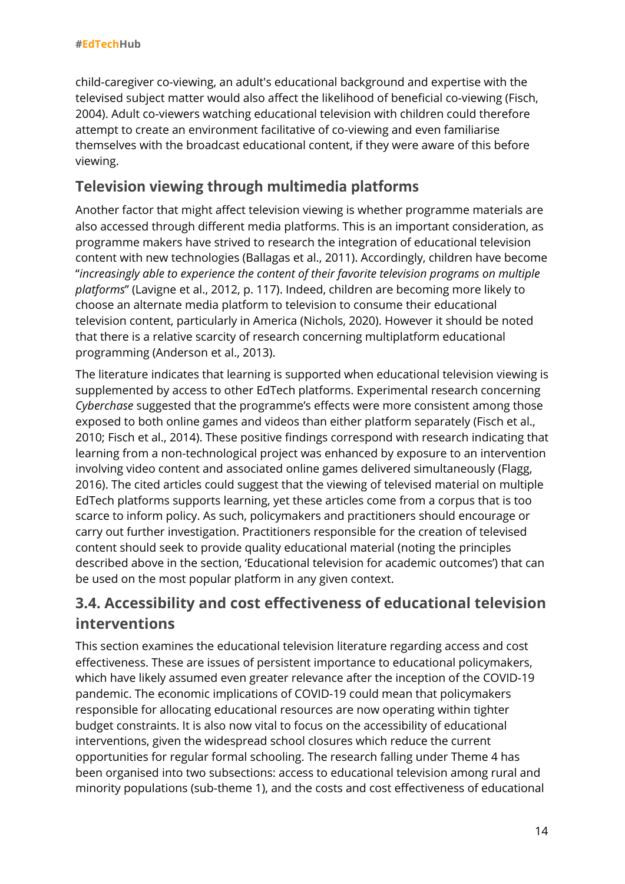child-caregiver co-viewing, an adult's educational background and expertise with the televised subject matter would also affect the likelihood of beneficial co-viewing (Fisch, 2004). Adult co-viewers watching educational television with children could therefore attempt to create an environment facilitative of co-viewing and even familiarise themselves with the broadcast educational content, if they were aware of this before viewing.

### Television viewing through multimedia platforms

Another factor that might affect television viewing is whether programme materials are also accessed through different media platforms. This is an important consideration, as programme makers have strived to research the integration of educational television content with new technologies (Ballagas et al., 2011). Accordingly, children have become "*increasingly able to experience the content of their favorite television programs on multiple platforms*" (Lavigne et al., 2012, p. 117). Indeed, children are becoming more likely to choose an alternate media platform to television to consume their educational television content, particularly in America (Nichols, 2020). However it should be noted that there is a relative scarcity of research concerning multiplatform educational programming (Anderson et al., 2013).

The literature indicates that learning is supported when educational television viewing is supplemented by access to other EdTech platforms. Experimental research concerning *Cyberchase* suggested that the programme's effects were more consistent among those exposed to both online games and videos than either platform separately (Fisch et al., 2010; Fisch et al., 2014). These positive findings correspond with research indicating that learning from a non-technological project was enhanced by exposure to an intervention involving video content and associated online games delivered simultaneously (Flagg, 2016). The cited articles could suggest that the viewing of televised material on multiple EdTech platforms supports learning, yet these articles come from a corpus that is too scarce to inform policy. As such, policymakers and practitioners should encourage or carry out further investigation. Practitioners responsible for the creation of televised content should seek to provide quality educational material (noting the principles described above in the section, 'Educational television for academic outcomes') that can be used on the most popular platform in any given context.

## 3.4. Accessibility and cost effectiveness of educational television interventions

This section examines the educational television literature regarding access and cost effectiveness. These are issues of persistent importance to educational policymakers, which have likely assumed even greater relevance after the inception of the COVID-19 pandemic. The economic implications of COVID-19 could mean that policymakers responsible for allocating educational resources are now operating within tighter budget constraints. It is also now vital to focus on the accessibility of educational interventions, given the widespread school closures which reduce the current opportunities for regular formal schooling. The research falling under Theme 4 has been organised into two subsections: access to educational television among rural and minority populations (sub-theme 1), and the costs and cost effectiveness of educational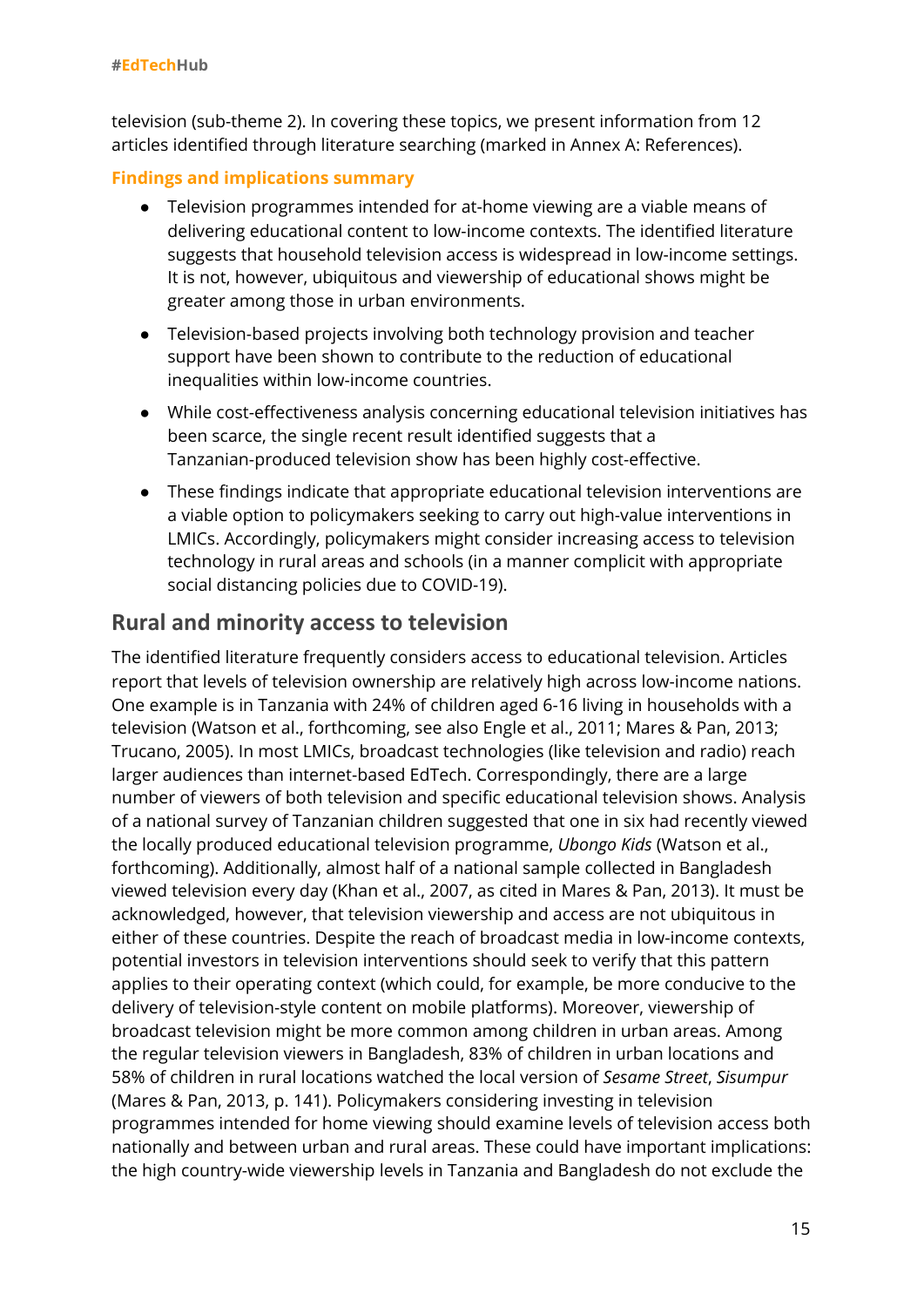television (sub-theme 2). In covering these topics, we present information from 12 articles identified through literature searching (marked in Annex A: References).

### Findings and implications summary

- Television programmes intended for at-home viewing are a viable means of delivering educational content to low-income contexts. The identified literature suggests that household television access is widespread in low-income settings. It is not, however, ubiquitous and viewership of educational shows might be greater among those in urban environments.
- Television-based projects involving both technology provision and teacher support have been shown to contribute to the reduction of educational inequalities within low-income countries.
- While cost-effectiveness analysis concerning educational television initiatives has been scarce, the single recent result identified suggests that a Tanzanian-produced television show has been highly cost-effective.
- These findings indicate that appropriate educational television interventions are a viable option to policymakers seeking to carry out high-value interventions in LMICs. Accordingly, policymakers might consider increasing access to television technology in rural areas and schools (in a manner complicit with appropriate social distancing policies due to COVID-19).

## Rural and minority access to television

The identified literature frequently considers access to educational television. Articles report that levels of television ownership are relatively high across low-income nations. One example is in Tanzania with 24% of children aged 6-16 living in households with a television (Watson et al., forthcoming, see also Engle et al., 2011; Mares & Pan, 2013; Trucano, 2005). In most LMICs, broadcast technologies (like television and radio) reach larger audiences than internet-based EdTech. Correspondingly, there are a large number of viewers of both television and specific educational television shows. Analysis of a national survey of Tanzanian children suggested that one in six had recently viewed the locally produced educational television programme, *Ubongo Kids* (Watson et al., forthcoming). Additionally, almost half of a national sample collected in Bangladesh viewed television every day (Khan et al., 2007, as cited in Mares & Pan, 2013). It must be acknowledged, however, that television viewership and access are not ubiquitous in either of these countries. Despite the reach of broadcast media in low-income contexts, potential investors in television interventions should seek to verify that this pattern applies to their operating context (which could, for example, be more conducive to the delivery of television-style content on mobile platforms). Moreover, viewership of broadcast television might be more common among children in urban areas. Among the regular television viewers in Bangladesh, 83% of children in urban locations and 58% of children in rural locations watched the local version of *Sesame Street*, *Sisumpur* (Mares & Pan, 2013, p. 141). Policymakers considering investing in television programmes intended for home viewing should examine levels of television access both nationally and between urban and rural areas. These could have important implications: the high country-wide viewership levels in Tanzania and Bangladesh do not exclude the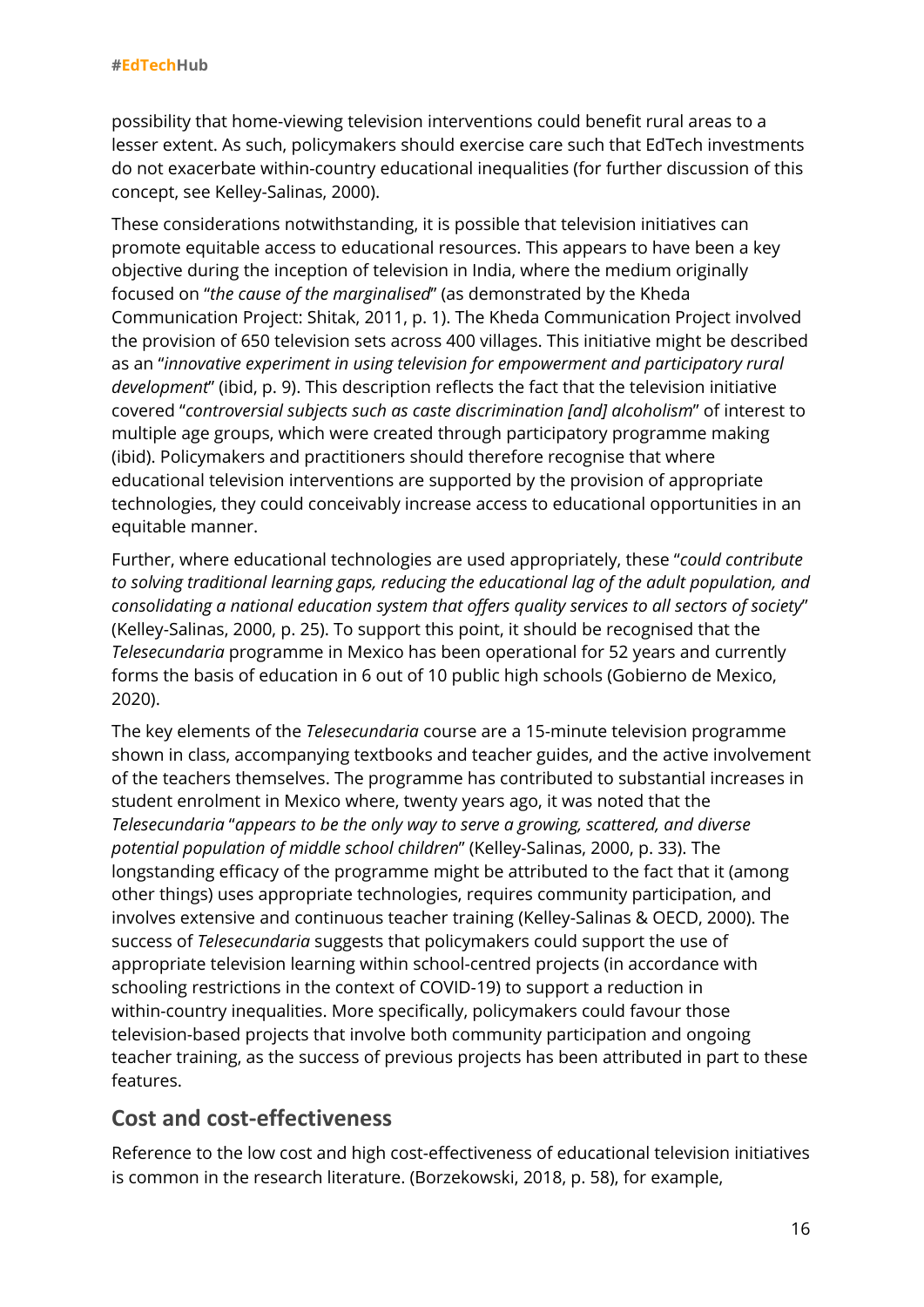possibility that home-viewing television interventions could benefit rural areas to a lesser extent. As such, policymakers should exercise care such that EdTech investments do not exacerbate within-country educational inequalities (for further discussion of this concept, see Kelley-Salinas, 2000).

These considerations notwithstanding, it is possible that television initiatives can promote equitable access to educational resources. This appears to have been a key objective during the inception of television in India, where the medium originally focused on "*the cause of the marginalised*" (as demonstrated by the Kheda Communication Project: Shitak, 2011, p. 1). The Kheda Communication Project involved the provision of 650 television sets across 400 villages. This initiative might be described as an "*innovative experiment in using television for empowerment and participatory rural development*" (ibid, p. 9). This description reflects the fact that the television initiative covered "*controversial subjects such as caste discrimination [and] alcoholism*" of interest to multiple age groups, which were created through participatory programme making (ibid). Policymakers and practitioners should therefore recognise that where educational television interventions are supported by the provision of appropriate technologies, they could conceivably increase access to educational opportunities in an equitable manner.

Further, where educational technologies are used appropriately, these "*could contribute to solving traditional learning gaps, reducing the educational lag of the adult population, and consolidating a national education system that offers quality services to all sectors of society*" (Kelley-Salinas, 2000, p. 25). To support this point, it should be recognised that the *Telesecundaria* programme in Mexico has been operational for 52 years and currently forms the basis of education in 6 out of 10 public high schools (Gobierno de Mexico, 2020).

The key elements of the *Telesecundaria* course are a 15-minute television programme shown in class, accompanying textbooks and teacher guides, and the active involvement of the teachers themselves. The programme has contributed to substantial increases in student enrolment in Mexico where, twenty years ago, it was noted that the *Telesecundaria* "*appears to be the only way to serve a growing, scattered, and diverse potential population of middle school children*" (Kelley-Salinas, 2000, p. 33). The longstanding efficacy of the programme might be attributed to the fact that it (among other things) uses appropriate technologies, requires community participation, and involves extensive and continuous teacher training (Kelley-Salinas & OECD, 2000). The success of *Telesecundaria* suggests that policymakers could support the use of appropriate television learning within school-centred projects (in accordance with schooling restrictions in the context of COVID-19) to support a reduction in within-country inequalities. More specifically, policymakers could favour those television-based projects that involve both community participation and ongoing teacher training, as the success of previous projects has been attributed in part to these features.

## Cost and cost-effectiveness

Reference to the low cost and high cost-effectiveness of educational television initiatives is common in the research literature. (Borzekowski, 2018, p. 58), for example,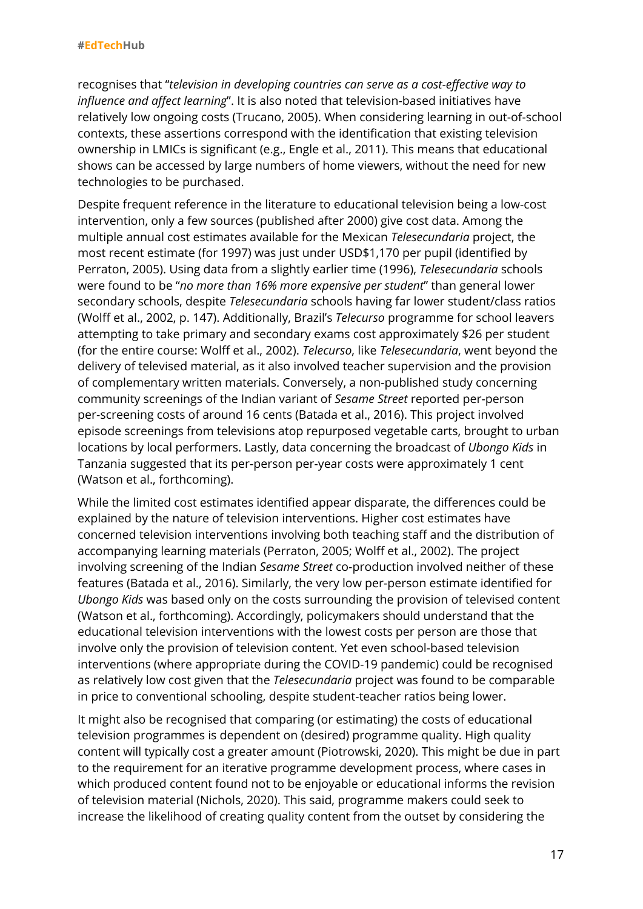recognises that "*television in developing countries can serve as a cost-effective way to influence and affect learning*". It is also noted that television-based initiatives have relatively low ongoing costs (Trucano, 2005). When considering learning in out-of-school contexts, these assertions correspond with the identification that existing television ownership in LMICs is significant (e.g., Engle et al., 2011). This means that educational shows can be accessed by large numbers of home viewers, without the need for new technologies to be purchased.

Despite frequent reference in the literature to educational television being a low-cost intervention, only a few sources (published after 2000) give cost data. Among the multiple annual cost estimates available for the Mexican *Telesecundaria* project, the most recent estimate (for 1997) was just under USD$1,170 per pupil (identified by Perraton, 2005). Using data from a slightly earlier time (1996), *Telesecundaria* schools were found to be "*no more than 16% more expensive per student*" than general lower secondary schools, despite *Telesecundaria* schools having far lower student/class ratios (Wolff et al., 2002, p. 147). Additionally, Brazil's *Telecurso* programme for school leavers attempting to take primary and secondary exams cost approximately $26 per student (for the entire course: Wolff et al., 2002). *Telecurso*, like *Telesecundaria*, went beyond the delivery of televised material, as it also involved teacher supervision and the provision of complementary written materials. Conversely, a non-published study concerning community screenings of the Indian variant of *Sesame Street* reported per-person per-screening costs of around 16 cents (Batada et al., 2016). This project involved episode screenings from televisions atop repurposed vegetable carts, brought to urban locations by local performers. Lastly, data concerning the broadcast of *Ubongo Kids* in Tanzania suggested that its per-person per-year costs were approximately 1 cent (Watson et al., forthcoming).

While the limited cost estimates identified appear disparate, the differences could be explained by the nature of television interventions. Higher cost estimates have concerned television interventions involving both teaching staff and the distribution of accompanying learning materials (Perraton, 2005; Wolff et al., 2002). The project involving screening of the Indian *Sesame Street* co-production involved neither of these features (Batada et al., 2016). Similarly, the very low per-person estimate identified for *Ubongo Kids* was based only on the costs surrounding the provision of televised content (Watson et al., forthcoming). Accordingly, policymakers should understand that the educational television interventions with the lowest costs per person are those that involve only the provision of television content. Yet even school-based television interventions (where appropriate during the COVID-19 pandemic) could be recognised as relatively low cost given that the *Telesecundaria* project was found to be comparable in price to conventional schooling, despite student-teacher ratios being lower.

It might also be recognised that comparing (or estimating) the costs of educational television programmes is dependent on (desired) programme quality. High quality content will typically cost a greater amount (Piotrowski, 2020). This might be due in part to the requirement for an iterative programme development process, where cases in which produced content found not to be enjoyable or educational informs the revision of television material (Nichols, 2020). This said, programme makers could seek to increase the likelihood of creating quality content from the outset by considering the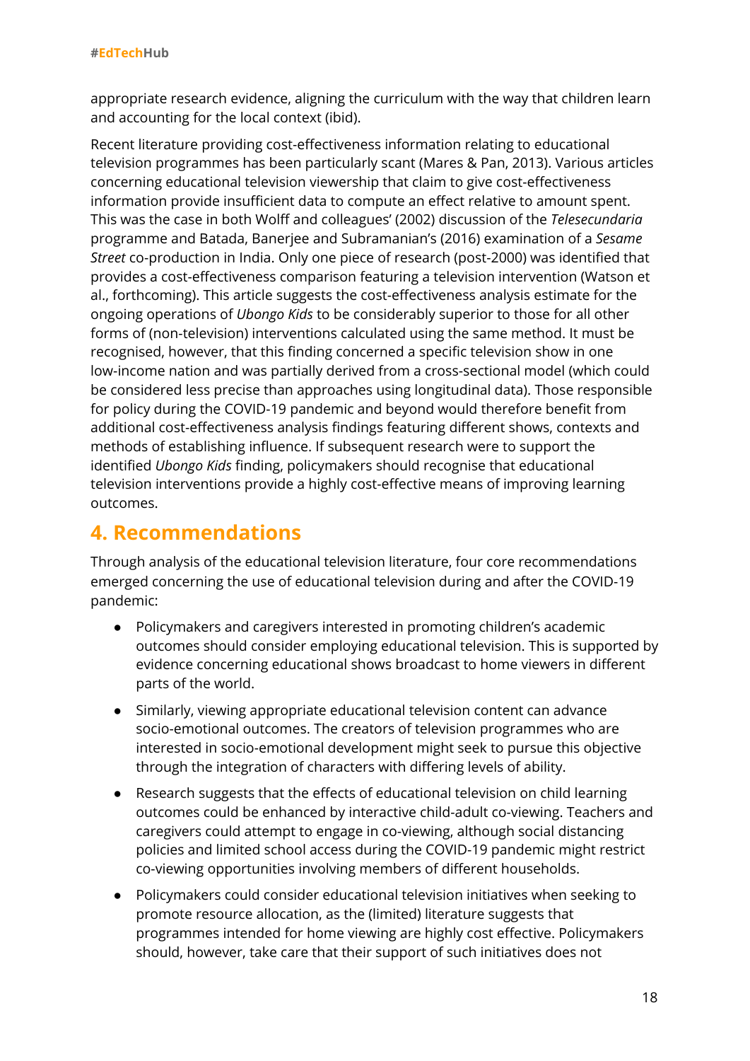appropriate research evidence, aligning the curriculum with the way that children learn and accounting for the local context (ibid).

Recent literature providing cost-effectiveness information relating to educational television programmes has been particularly scant (Mares & Pan, 2013). Various articles concerning educational television viewership that claim to give cost-effectiveness information provide insufficient data to compute an effect relative to amount spent. This was the case in both Wolff and colleagues' (2002) discussion of the *Telesecundaria* programme and Batada, Banerjee and Subramanian's (2016) examination of a *Sesame Street* co-production in India. Only one piece of research (post-2000) was identified that provides a cost-effectiveness comparison featuring a television intervention (Watson et al., forthcoming). This article suggests the cost-effectiveness analysis estimate for the ongoing operations of *Ubongo Kids* to be considerably superior to those for all other forms of (non-television) interventions calculated using the same method. It must be recognised, however, that this finding concerned a specific television show in one low-income nation and was partially derived from a cross-sectional model (which could be considered less precise than approaches using longitudinal data). Those responsible for policy during the COVID-19 pandemic and beyond would therefore benefit from additional cost-effectiveness analysis findings featuring different shows, contexts and methods of establishing influence. If subsequent research were to support the identified *Ubongo Kids* finding, policymakers should recognise that educational television interventions provide a highly cost-effective means of improving learning outcomes.

# 4. Recommendations

Through analysis of the educational television literature, four core recommendations emerged concerning the use of educational television during and after the COVID-19 pandemic:

- Policymakers and caregivers interested in promoting children's academic outcomes should consider employing educational television. This is supported by evidence concerning educational shows broadcast to home viewers in different parts of the world.
- Similarly, viewing appropriate educational television content can advance socio-emotional outcomes. The creators of television programmes who are interested in socio-emotional development might seek to pursue this objective through the integration of characters with differing levels of ability.
- Research suggests that the effects of educational television on child learning outcomes could be enhanced by interactive child-adult co-viewing. Teachers and caregivers could attempt to engage in co-viewing, although social distancing policies and limited school access during the COVID-19 pandemic might restrict co-viewing opportunities involving members of different households.
- Policymakers could consider educational television initiatives when seeking to promote resource allocation, as the (limited) literature suggests that programmes intended for home viewing are highly cost effective. Policymakers should, however, take care that their support of such initiatives does not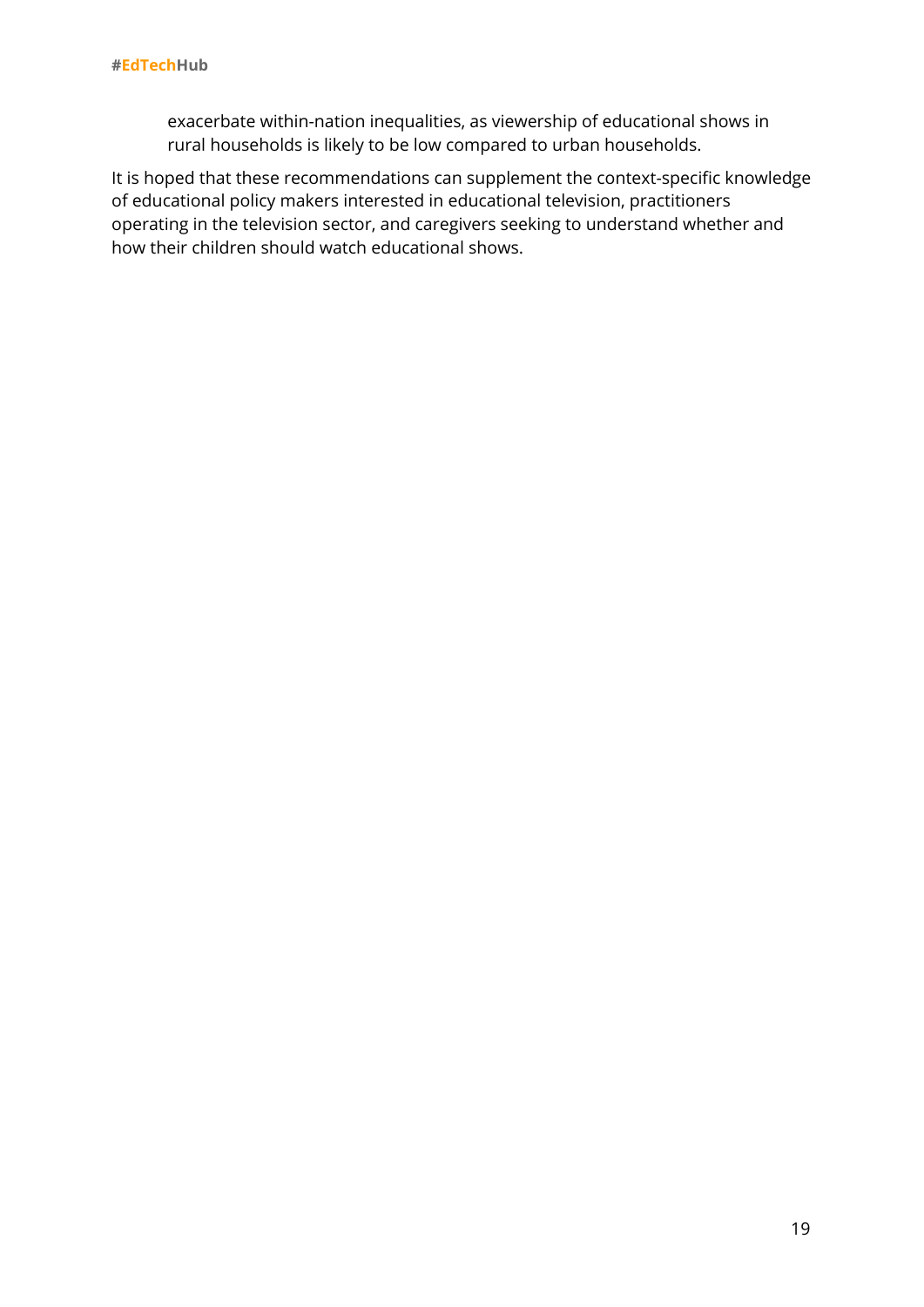exacerbate within-nation inequalities, as viewership of educational shows in rural households is likely to be low compared to urban households.

It is hoped that these recommendations can supplement the context-specific knowledge of educational policy makers interested in educational television, practitioners operating in the television sector, and caregivers seeking to understand whether and how their children should watch educational shows.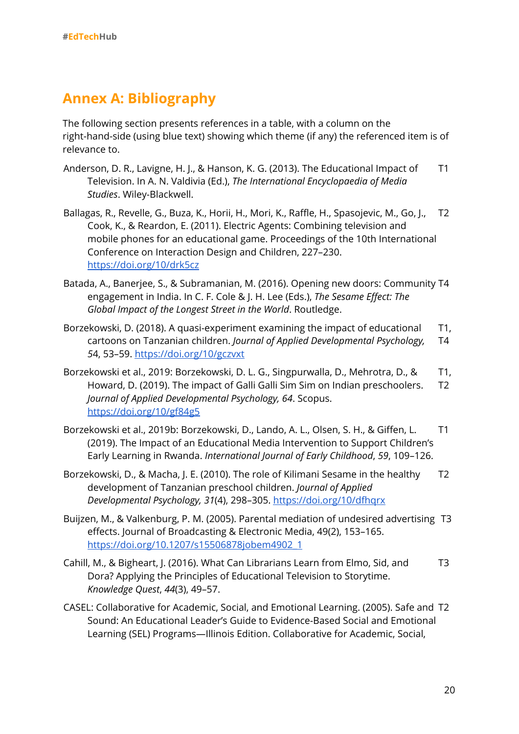# Annex A: Bibliography

The following section presents references in a table, with a column on the right-hand-side (using blue text) showing which theme (if any) the referenced item is of relevance to.

| Reference | Theme |
|---|---|
| Anderson, D. R., Lavigne, H. J., & Hanson, K. G. (2013). The Educational Impact of Television. In A. N. Valdivia (Ed.), *The International Encyclopaedia of Media Studies*. Wiley-Blackwell. | T1 |
| Ballagas, R., Revelle, G., Buza, K., Horii, H., Mori, K., Raffle, H., Spasojevic, M., Go, J., Cook, K., & Reardon, E. (2011). Electric Agents: Combining television and mobile phones for an educational game. Proceedings of the 10th International Conference on Interaction Design and Children, 227–230. https://doi.org/10/drk5cz | T2 |
| Batada, A., Banerjee, S., & Subramanian, M. (2016). Opening new doors: Community engagement in India. In C. F. Cole & J. H. Lee (Eds.), *The Sesame Effect: The Global Impact of the Longest Street in the World*. Routledge. | T4 |
| Borzekowski, D. (2018). A quasi-experiment examining the impact of educational cartoons on Tanzanian children. *Journal of Applied Developmental Psychology, 54*, 53–59. https://doi.org/10/gczvxt | T1, T4 |
| Borzekowski et al., 2019: Borzekowski, D. L. G., Singpurwalla, D., Mehrotra, D., & Howard, D. (2019). The impact of Galli Galli Sim Sim on Indian preschoolers. *Journal of Applied Developmental Psychology, 64*. Scopus. https://doi.org/10/gf84g5 | T1, T2 |
| Borzekowski et al., 2019b: Borzekowski, D., Lando, A. L., Olsen, S. H., & Giffen, L. (2019). The Impact of an Educational Media Intervention to Support Children's Early Learning in Rwanda. *International Journal of Early Childhood*, *59*, 109–126. | T1 |
| Borzekowski, D., & Macha, J. E. (2010). The role of Kilimani Sesame in the healthy development of Tanzanian preschool children. *Journal of Applied Developmental Psychology, 31*(4), 298–305. https://doi.org/10/dfhqrx | T2 |
| Buijzen, M., & Valkenburg, P. M. (2005). Parental mediation of undesired advertising effects. Journal of Broadcasting & Electronic Media, 49(2), 153–165. https://doi.org/10.1207/s15506878jobem4902_1 | T3 |
| Cahill, M., & Bigheart, J. (2016). What Can Librarians Learn from Elmo, Sid, and Dora? Applying the Principles of Educational Television to Storytime. *Knowledge Quest*, *44*(3), 49–57. | T3 |
| CASEL: Collaborative for Academic, Social, and Emotional Learning. (2005). Safe and Sound: An Educational Leader's Guide to Evidence-Based Social and Emotional Learning (SEL) Programs—Illinois Edition. Collaborative for Academic, Social, | T2 |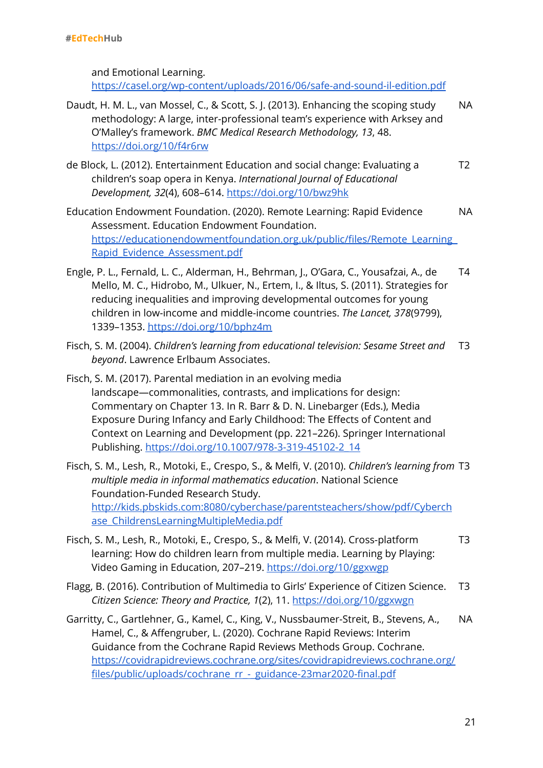and Emotional Learning. https://casel.org/wp-content/uploads/2016/06/safe-and-sound-il-edition.pdf

Daudt, H. M. L., van Mossel, C., & Scott, S. J. (2013). Enhancing the scoping study methodology: A large, inter-professional team's experience with Arksey and O'Malley's framework. *BMC Medical Research Methodology, 13*, 48. https://doi.org/10/f4r6rw NA

de Block, L. (2012). Entertainment Education and social change: Evaluating a children's soap opera in Kenya. *International Journal of Educational Development, 32*(4), 608–614. https://doi.org/10/bwz9hk T2

Education Endowment Foundation. (2020). Remote Learning: Rapid Evidence Assessment. Education Endowment Foundation. https://educationendowmentfoundation.org.uk/public/files/Remote_Learning_Rapid_Evidence_Assessment.pdf NA

Engle, P. L., Fernald, L. C., Alderman, H., Behrman, J., O'Gara, C., Yousafzai, A., de Mello, M. C., Hidrobo, M., Ulkuer, N., Ertem, I., & Iltus, S. (2011). Strategies for reducing inequalities and improving developmental outcomes for young children in low-income and middle-income countries. *The Lancet, 378*(9799), 1339–1353. https://doi.org/10/bphz4m T4

Fisch, S. M. (2004). *Children's learning from educational television: Sesame Street and beyond*. Lawrence Erlbaum Associates. T3

Fisch, S. M. (2017). Parental mediation in an evolving media landscape—commonalities, contrasts, and implications for design: Commentary on Chapter 13. In R. Barr & D. N. Linebarger (Eds.), Media Exposure During Infancy and Early Childhood: The Effects of Content and Context on Learning and Development (pp. 221–226). Springer International Publishing. https://doi.org/10.1007/978-3-319-45102-2_14

Fisch, S. M., Lesh, R., Motoki, E., Crespo, S., & Melfi, V. (2010). *Children's learning from multiple media in informal mathematics education*. National Science Foundation-Funded Research Study. http://kids.pbskids.com:8080/cyberchase/parentsteachers/show/pdf/Cyberchase_ChildrensLearningMultipleMedia.pdf T3

Fisch, S. M., Lesh, R., Motoki, E., Crespo, S., & Melfi, V. (2014). Cross-platform learning: How do children learn from multiple media. Learning by Playing: Video Gaming in Education, 207–219. https://doi.org/10/ggxwgp T3

Flagg, B. (2016). Contribution of Multimedia to Girls' Experience of Citizen Science. *Citizen Science: Theory and Practice, 1*(2), 11. https://doi.org/10/ggxwgn T3

Garritty, C., Gartlehner, G., Kamel, C., King, V., Nussbaumer-Streit, B., Stevens, A., Hamel, C., & Affengruber, L. (2020). Cochrane Rapid Reviews: Interim Guidance from the Cochrane Rapid Reviews Methods Group. Cochrane. https://covidrapidreviews.cochrane.org/sites/covidrapidreviews.cochrane.org/files/public/uploads/cochrane_rr_-_guidance-23mar2020-final.pdf NA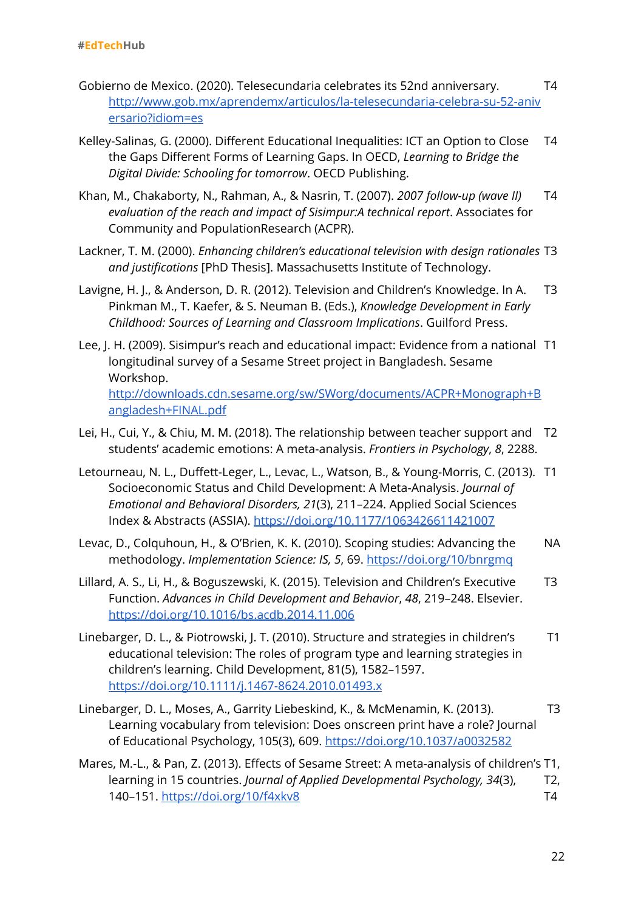Gobierno de Mexico. (2020). Telesecundaria celebrates its 52nd anniversary. http://www.gob.mx/aprendemx/articulos/la-telesecundaria-celebra-su-52-aniversario?idiom=es T4

Kelley-Salinas, G. (2000). Different Educational Inequalities: ICT an Option to Close the Gaps Different Forms of Learning Gaps. In OECD, *Learning to Bridge the Digital Divide: Schooling for tomorrow*. OECD Publishing. T4

Khan, M., Chakaborty, N., Rahman, A., & Nasrin, T. (2007). *2007 follow-up (wave II) evaluation of the reach and impact of Sisimpur:A technical report*. Associates for Community and PopulationResearch (ACPR). T4

Lackner, T. M. (2000). *Enhancing children's educational television with design rationales and justifications* [PhD Thesis]. Massachusetts Institute of Technology. T3

Lavigne, H. J., & Anderson, D. R. (2012). Television and Children's Knowledge. In A. Pinkman M., T. Kaefer, & S. Neuman B. (Eds.), *Knowledge Development in Early Childhood: Sources of Learning and Classroom Implications*. Guilford Press. T3

Lee, J. H. (2009). Sisimpur's reach and educational impact: Evidence from a national longitudinal survey of a Sesame Street project in Bangladesh. Sesame Workshop. http://downloads.cdn.sesame.org/sw/SWorg/documents/ACPR+Monograph+Bangladesh+FINAL.pdf T1

Lei, H., Cui, Y., & Chiu, M. M. (2018). The relationship between teacher support and students' academic emotions: A meta-analysis. *Frontiers in Psychology*, *8*, 2288. T2

Letourneau, N. L., Duffett-Leger, L., Levac, L., Watson, B., & Young-Morris, C. (2013). Socioeconomic Status and Child Development: A Meta-Analysis. *Journal of Emotional and Behavioral Disorders, 21*(3), 211–224. Applied Social Sciences Index & Abstracts (ASSIA). https://doi.org/10.1177/1063426611421007 T1

Levac, D., Colquhoun, H., & O'Brien, K. K. (2010). Scoping studies: Advancing the methodology. *Implementation Science: IS, 5*, 69. https://doi.org/10/bnrgmq NA

Lillard, A. S., Li, H., & Boguszewski, K. (2015). Television and Children's Executive Function. *Advances in Child Development and Behavior*, *48*, 219–248. Elsevier. https://doi.org/10.1016/bs.acdb.2014.11.006 T3

Linebarger, D. L., & Piotrowski, J. T. (2010). Structure and strategies in children's educational television: The roles of program type and learning strategies in children's learning. Child Development, 81(5), 1582–1597. https://doi.org/10.1111/j.1467-8624.2010.01493.x T1

Linebarger, D. L., Moses, A., Garrity Liebeskind, K., & McMenamin, K. (2013). Learning vocabulary from television: Does onscreen print have a role? Journal of Educational Psychology, 105(3), 609. https://doi.org/10.1037/a0032582 T3

Mares, M.-L., & Pan, Z. (2013). Effects of Sesame Street: A meta-analysis of children's learning in 15 countries. *Journal of Applied Developmental Psychology, 34*(3), 140–151. https://doi.org/10/f4xkv8 T1, T2, T4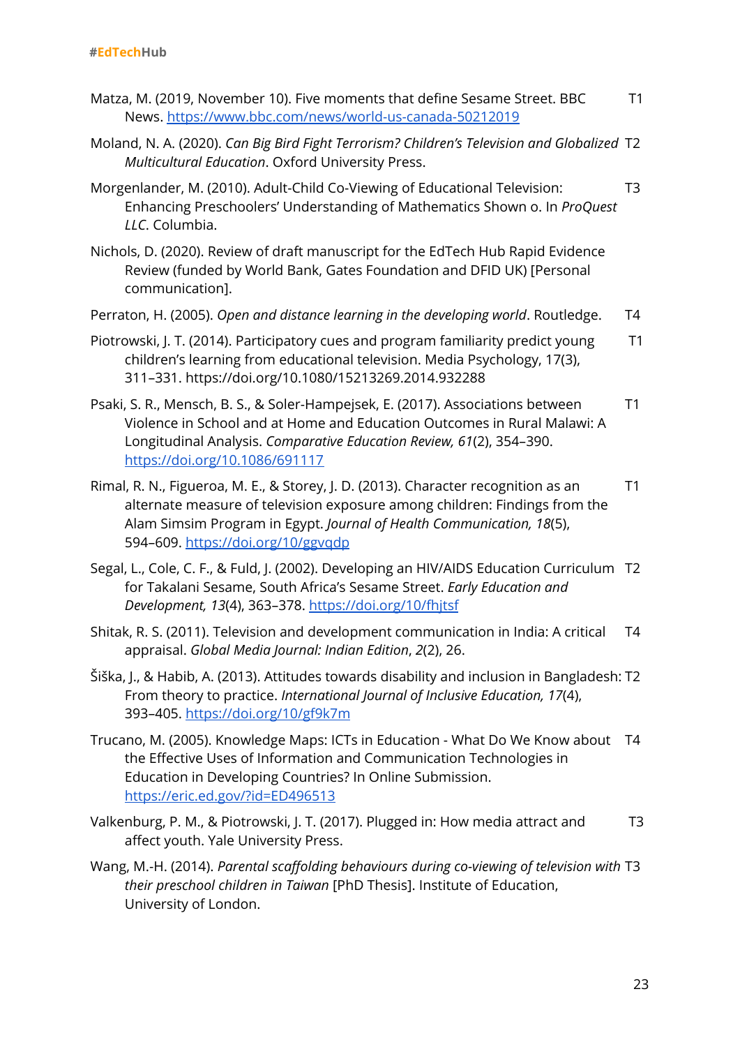Matza, M. (2019, November 10). Five moments that define Sesame Street. BBC News. https://www.bbc.com/news/world-us-canada-50212019 T1

Moland, N. A. (2020). *Can Big Bird Fight Terrorism? Children's Television and Globalized Multicultural Education*. Oxford University Press. T2

Morgenlander, M. (2010). Adult-Child Co-Viewing of Educational Television: Enhancing Preschoolers' Understanding of Mathematics Shown o. In *ProQuest LLC*. Columbia. T3

Nichols, D. (2020). Review of draft manuscript for the EdTech Hub Rapid Evidence Review (funded by World Bank, Gates Foundation and DFID UK) [Personal communication].

Perraton, H. (2005). *Open and distance learning in the developing world*. Routledge. T4

Piotrowski, J. T. (2014). Participatory cues and program familiarity predict young children's learning from educational television. Media Psychology, 17(3), 311–331. https://doi.org/10.1080/15213269.2014.932288 T1

Psaki, S. R., Mensch, B. S., & Soler-Hampejsek, E. (2017). Associations between Violence in School and at Home and Education Outcomes in Rural Malawi: A Longitudinal Analysis. *Comparative Education Review, 61*(2), 354–390. https://doi.org/10.1086/691117 T1

Rimal, R. N., Figueroa, M. E., & Storey, J. D. (2013). Character recognition as an alternate measure of television exposure among children: Findings from the Alam Simsim Program in Egypt. *Journal of Health Communication, 18*(5), 594–609. https://doi.org/10/ggvqdp T1

Segal, L., Cole, C. F., & Fuld, J. (2002). Developing an HIV/AIDS Education Curriculum for Takalani Sesame, South Africa's Sesame Street. *Early Education and Development, 13*(4), 363–378. https://doi.org/10/fhjtsf T2

Shitak, R. S. (2011). Television and development communication in India: A critical appraisal. *Global Media Journal: Indian Edition*, *2*(2), 26. T4

Šiška, J., & Habib, A. (2013). Attitudes towards disability and inclusion in Bangladesh: From theory to practice. *International Journal of Inclusive Education, 17*(4), 393–405. https://doi.org/10/gf9k7m T2

Trucano, M. (2005). Knowledge Maps: ICTs in Education - What Do We Know about the Effective Uses of Information and Communication Technologies in Education in Developing Countries? In Online Submission. https://eric.ed.gov/?id=ED496513 T4

Valkenburg, P. M., & Piotrowski, J. T. (2017). Plugged in: How media attract and affect youth. Yale University Press. T3

Wang, M.-H. (2014). *Parental scaffolding behaviours during co-viewing of television with their preschool children in Taiwan* [PhD Thesis]. Institute of Education, University of London. T3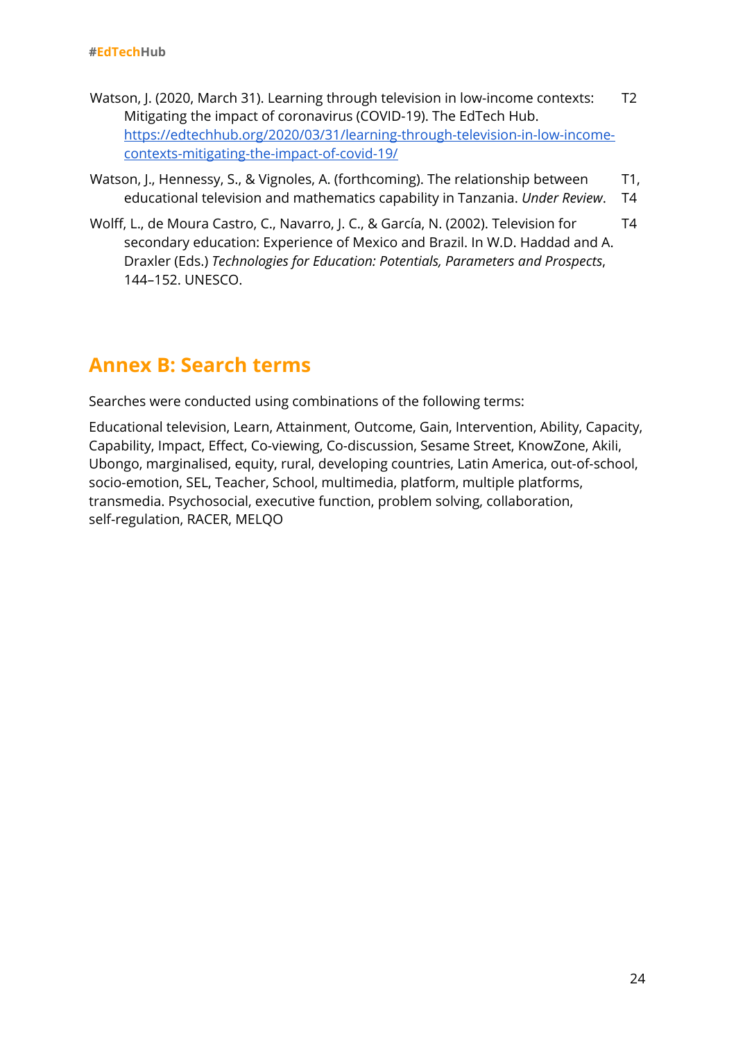Watson, J. (2020, March 31). Learning through television in low-income contexts: Mitigating the impact of coronavirus (COVID-19). The EdTech Hub. https://edtechhub.org/2020/03/31/learning-through-television-in-low-income-contexts-mitigating-the-impact-of-covid-19/ T2

Watson, J., Hennessy, S., & Vignoles, A. (forthcoming). The relationship between educational television and mathematics capability in Tanzania. *Under Review*. T1, T4

Wolff, L., de Moura Castro, C., Navarro, J. C., & García, N. (2002). Television for secondary education: Experience of Mexico and Brazil. In W.D. Haddad and A. Draxler (Eds.) *Technologies for Education: Potentials, Parameters and Prospects*, 144–152. UNESCO. T4

## Annex B: Search terms

Searches were conducted using combinations of the following terms:

Educational television, Learn, Attainment, Outcome, Gain, Intervention, Ability, Capacity, Capability, Impact, Effect, Co-viewing, Co-discussion, Sesame Street, KnowZone, Akili, Ubongo, marginalised, equity, rural, developing countries, Latin America, out-of-school, socio-emotion, SEL, Teacher, School, multimedia, platform, multiple platforms, transmedia. Psychosocial, executive function, problem solving, collaboration, self-regulation, RACER, MELQO